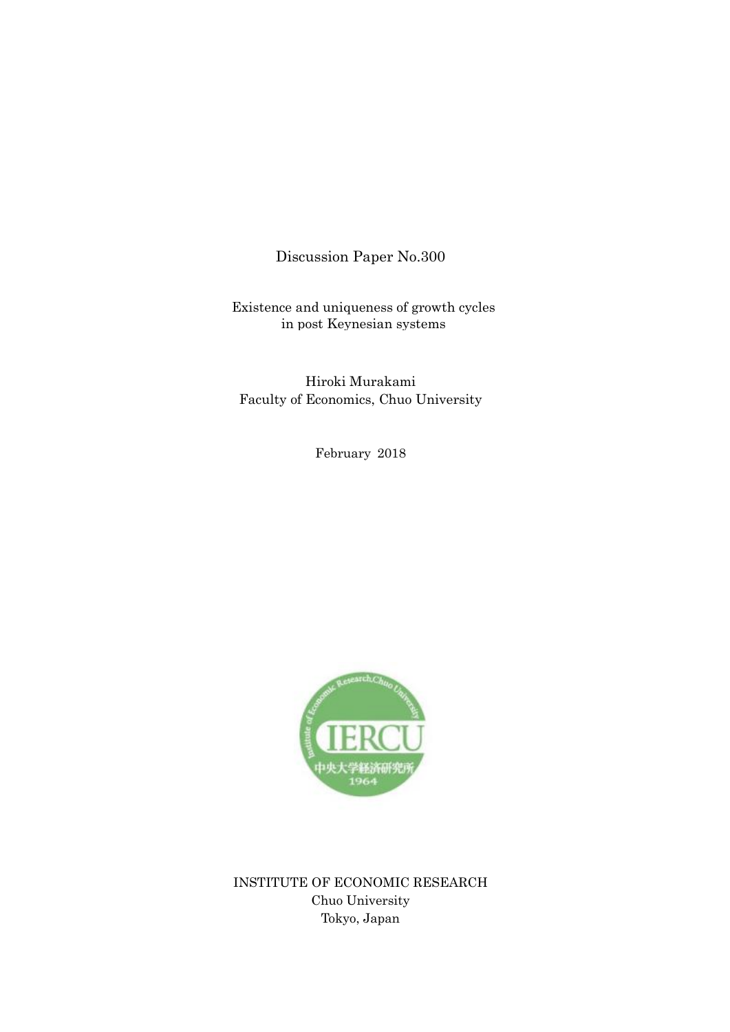Discussion Paper No.300

# Existence and uniqueness of growth cycles in post Keynesian systems

Hiroki Murakami
Faculty of Economics, Chuo University

February 2018

INSTITUTE OF ECONOMIC RESEARCH
Chuo University
Tokyo, Japan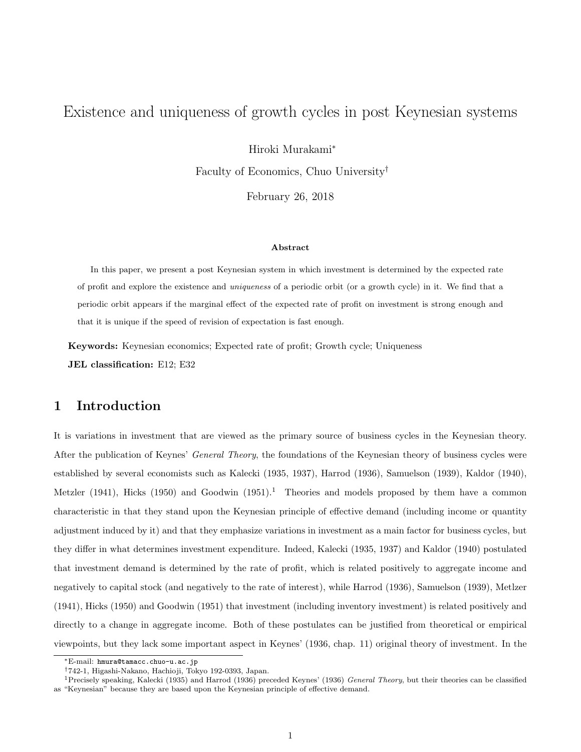# Existence and uniqueness of growth cycles in post Keynesian systems

Hiroki Murakami[*]

Faculty of Economics, Chuo University[†]

February 26, 2018

### Abstract

In this paper, we present a post Keynesian system in which investment is determined by the expected rate of profit and explore the existence and *uniqueness* of a periodic orbit (or a growth cycle) in it. We find that a periodic orbit appears if the marginal effect of the expected rate of profit on investment is strong enough and that it is unique if the speed of revision of expectation is fast enough.

**Keywords:** Keynesian economics; Expected rate of profit; Growth cycle; Uniqueness

**JEL classification:** E12; E32

## 1 Introduction

It is variations in investment that are viewed as the primary source of business cycles in the Keynesian theory. After the publication of Keynes' *General Theory*, the foundations of the Keynesian theory of business cycles were established by several economists such as Kalecki (1935, 1937), Harrod (1936), Samuelson (1939), Kaldor (1940), Metzler (1941), Hicks (1950) and Goodwin (1951).[1] Theories and models proposed by them have a common characteristic in that they stand upon the Keynesian principle of effective demand (including income or quantity adjustment induced by it) and that they emphasize variations in investment as a main factor for business cycles, but they differ in what determines investment expenditure. Indeed, Kalecki (1935, 1937) and Kaldor (1940) postulated that investment demand is determined by the rate of profit, which is related positively to aggregate income and negatively to capital stock (and negatively to the rate of interest), while Harrod (1936), Samuelson (1939), Metlzer (1941), Hicks (1950) and Goodwin (1951) that investment (including inventory investment) is related positively and directly to a change in aggregate income. Both of these postulates can be justified from theoretical or empirical viewpoints, but they lack some important aspect in Keynes' (1936, chap. 11) original theory of investment. In the

---

[*] E-mail: hmura@tamacc.chuo-u.ac.jp

[†] 742-1, Higashi-Nakano, Hachioji, Tokyo 192-0393, Japan.

[1] Precisely speaking, Kalecki (1935) and Harrod (1936) preceded Keynes' (1936) *General Theory*, but their theories can be classified as "Keynesian" because they are based upon the Keynesian principle of effective demand.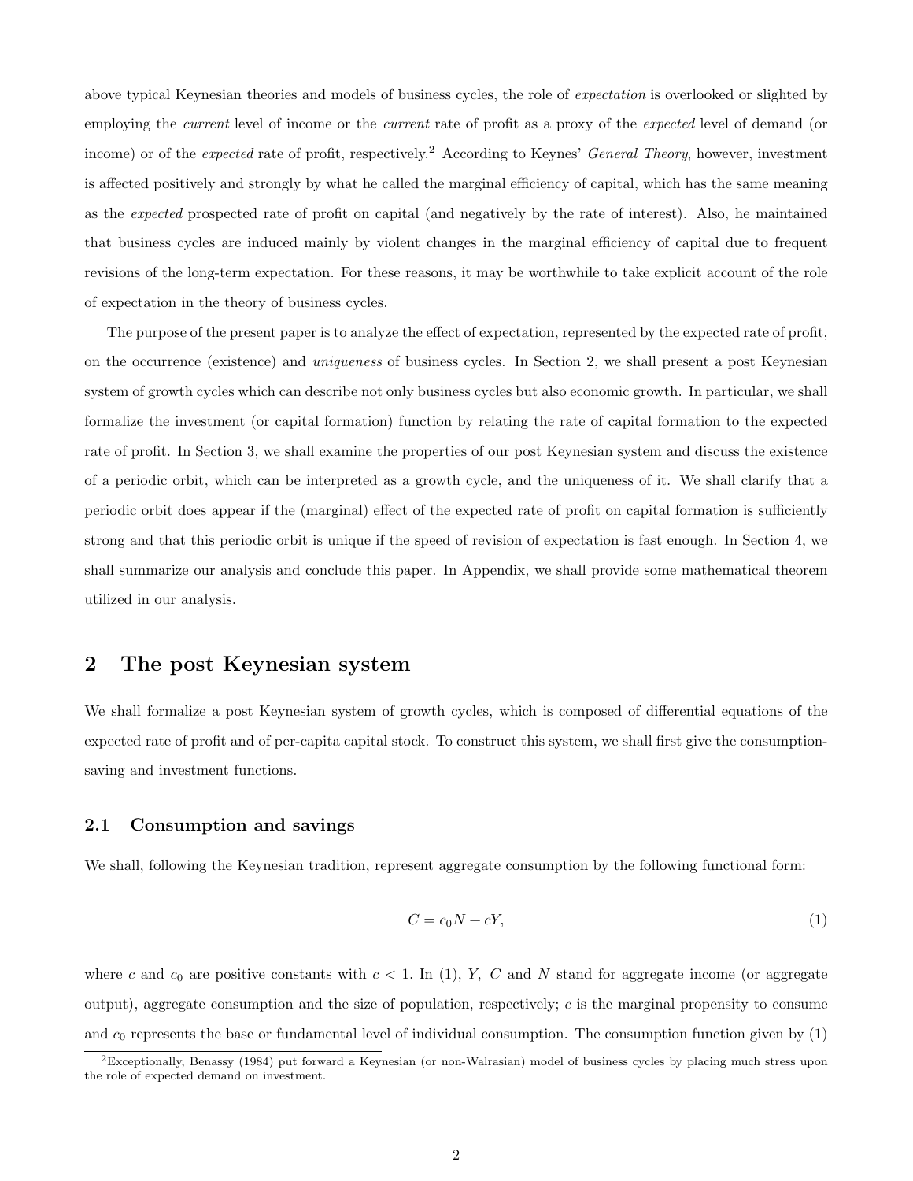above typical Keynesian theories and models of business cycles, the role of *expectation* is overlooked or slighted by employing the *current* level of income or the *current* rate of profit as a proxy of the *expected* level of demand (or income) or of the *expected* rate of profit, respectively.[2] According to Keynes' *General Theory*, however, investment is affected positively and strongly by what he called the marginal efficiency of capital, which has the same meaning as the *expected* prospected rate of profit on capital (and negatively by the rate of interest). Also, he maintained that business cycles are induced mainly by violent changes in the marginal efficiency of capital due to frequent revisions of the long-term expectation. For these reasons, it may be worthwhile to take explicit account of the role of expectation in the theory of business cycles.

The purpose of the present paper is to analyze the effect of expectation, represented by the expected rate of profit, on the occurrence (existence) and *uniqueness* of business cycles. In Section 2, we shall present a post Keynesian system of growth cycles which can describe not only business cycles but also economic growth. In particular, we shall formalize the investment (or capital formation) function by relating the rate of capital formation to the expected rate of profit. In Section 3, we shall examine the properties of our post Keynesian system and discuss the existence of a periodic orbit, which can be interpreted as a growth cycle, and the uniqueness of it. We shall clarify that a periodic orbit does appear if the (marginal) effect of the expected rate of profit on capital formation is sufficiently strong and that this periodic orbit is unique if the speed of revision of expectation is fast enough. In Section 4, we shall summarize our analysis and conclude this paper. In Appendix, we shall provide some mathematical theorem utilized in our analysis.

## 2 The post Keynesian system

We shall formalize a post Keynesian system of growth cycles, which is composed of differential equations of the expected rate of profit and of per-capita capital stock. To construct this system, we shall first give the consumption-saving and investment functions.

### 2.1 Consumption and savings

We shall, following the Keynesian tradition, represent aggregate consumption by the following functional form:

$$C = c_0 N + cY, \tag{1}$$

where $c$ and $c_0$ are positive constants with $c < 1$. In (1), $Y$, $C$ and $N$ stand for aggregate income (or aggregate output), aggregate consumption and the size of population, respectively; $c$ is the marginal propensity to consume and $c_0$ represents the base or fundamental level of individual consumption. The consumption function given by (1)

[2]Exceptionally, Benassy (1984) put forward a Keynesian (or non-Walrasian) model of business cycles by placing much stress upon the role of expected demand on investment.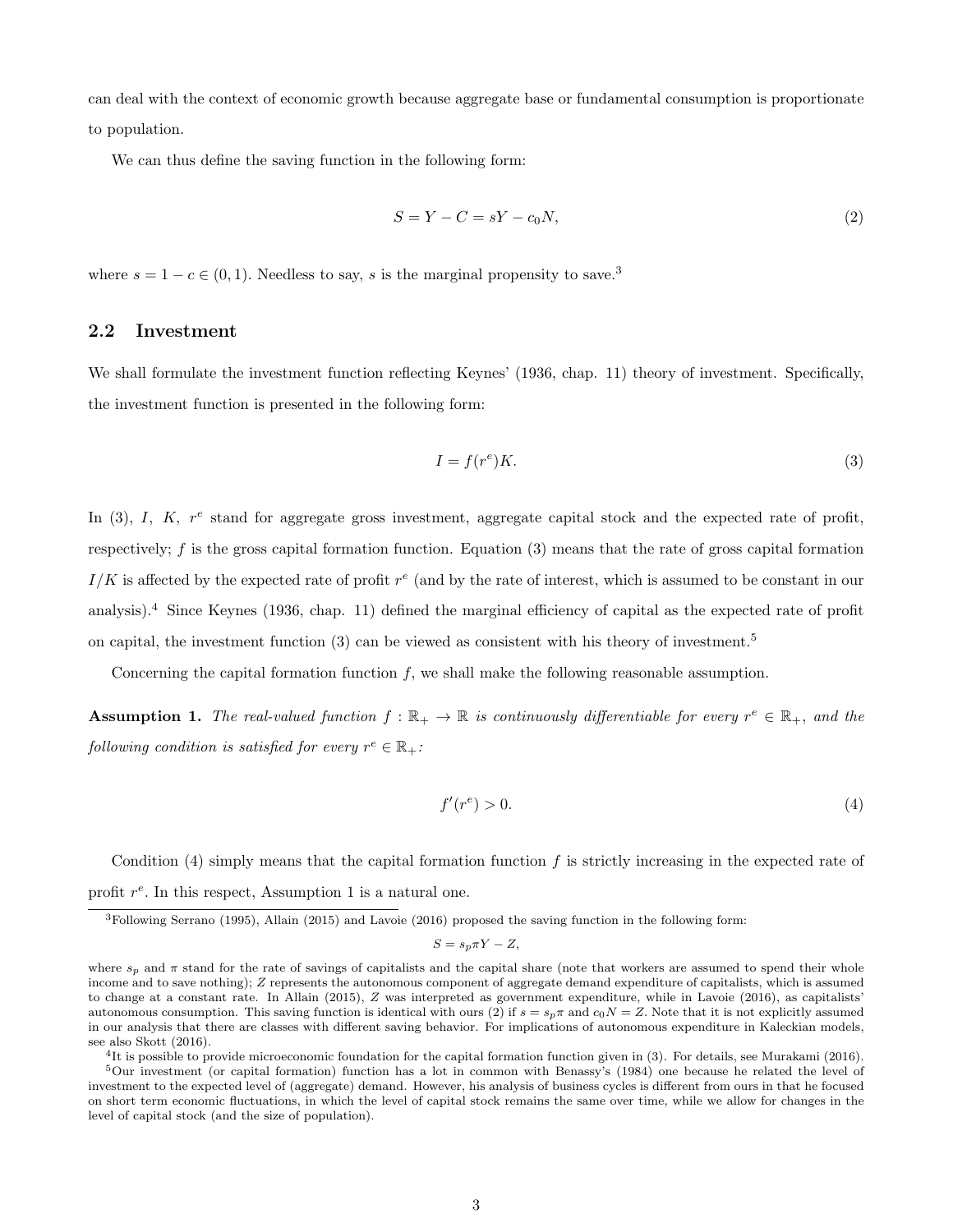can deal with the context of economic growth because aggregate base or fundamental consumption is proportionate to population.

We can thus define the saving function in the following form:

$$S = Y - C = sY - c_0 N, \tag{2}$$

where $s = 1 - c \in (0, 1)$. Needless to say, $s$ is the marginal propensity to save.[3]

## 2.2 Investment

We shall formulate the investment function reflecting Keynes' (1936, chap. 11) theory of investment. Specifically, the investment function is presented in the following form:

$$I = f(r^e)K. \tag{3}$$

In (3), $I$, $K$, $r^e$ stand for aggregate gross investment, aggregate capital stock and the expected rate of profit, respectively; $f$ is the gross capital formation function. Equation (3) means that the rate of gross capital formation $I/K$ is affected by the expected rate of profit $r^e$ (and by the rate of interest, which is assumed to be constant in our analysis).[4] Since Keynes (1936, chap. 11) defined the marginal efficiency of capital as the expected rate of profit on capital, the investment function (3) can be viewed as consistent with his theory of investment.[5]

Concerning the capital formation function $f$, we shall make the following reasonable assumption.

**Assumption 1.** *The real-valued function $f : \mathbb{R}_+ \to \mathbb{R}$ is continuously differentiable for every $r^e \in \mathbb{R}_+$, and the following condition is satisfied for every $r^e \in \mathbb{R}_+$:*

$$f'(r^e) > 0. \tag{4}$$

Condition (4) simply means that the capital formation function $f$ is strictly increasing in the expected rate of profit $r^e$. In this respect, Assumption 1 is a natural one.

---

[3] Following Serrano (1995), Allain (2015) and Lavoie (2016) proposed the saving function in the following form:

$$S = s_p \pi Y - Z,$$

where $s_p$ and $\pi$ stand for the rate of savings of capitalists and the capital share (note that workers are assumed to spend their whole income and to save nothing); $Z$ represents the autonomous component of aggregate demand expenditure of capitalists, which is assumed to change at a constant rate. In Allain (2015), $Z$ was interpreted as government expenditure, while in Lavoie (2016), as capitalists' autonomous consumption. This saving function is identical with ours (2) if $s = s_p \pi$ and $c_0 N = Z$. Note that it is not explicitly assumed in our analysis that there are classes with different saving behavior. For implications of autonomous expenditure in Kaleckian models, see also Skott (2016).

[4] It is possible to provide microeconomic foundation for the capital formation function given in (3). For details, see Murakami (2016).

[5] Our investment (or capital formation) function has a lot in common with Benassy's (1984) one because he related the level of investment to the expected level of (aggregate) demand. However, his analysis of business cycles is different from ours in that he focused on short term economic fluctuations, in which the level of capital stock remains the same over time, while we allow for changes in the level of capital stock (and the size of population).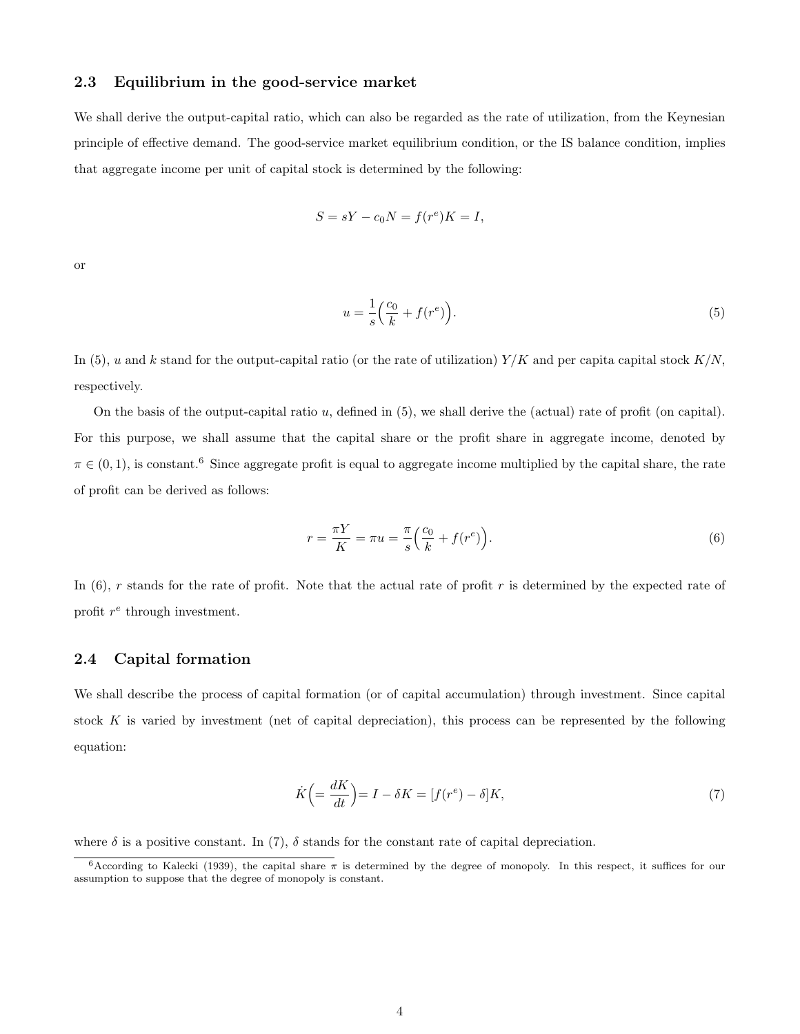### 2.3 Equilibrium in the good-service market

We shall derive the output-capital ratio, which can also be regarded as the rate of utilization, from the Keynesian principle of effective demand. The good-service market equilibrium condition, or the IS balance condition, implies that aggregate income per unit of capital stock is determined by the following:

$$S = sY - c_0 N = f(r^e)K = I,$$

or

$$u = \frac{1}{s}\Big(\frac{c_0}{k} + f(r^e)\Big). \tag{5}$$

In (5), $u$ and $k$ stand for the output-capital ratio (or the rate of utilization) $Y/K$ and per capita capital stock $K/N$, respectively.

On the basis of the output-capital ratio $u$, defined in (5), we shall derive the (actual) rate of profit (on capital). For this purpose, we shall assume that the capital share or the profit share in aggregate income, denoted by $\pi \in (0, 1)$, is constant.[6] Since aggregate profit is equal to aggregate income multiplied by the capital share, the rate of profit can be derived as follows:

$$r = \frac{\pi Y}{K} = \pi u = \frac{\pi}{s}\Big(\frac{c_0}{k} + f(r^e)\Big). \tag{6}$$

In (6), $r$ stands for the rate of profit. Note that the actual rate of profit $r$ is determined by the expected rate of profit $r^e$ through investment.

### 2.4 Capital formation

We shall describe the process of capital formation (or of capital accumulation) through investment. Since capital stock $K$ is varied by investment (net of capital depreciation), this process can be represented by the following equation:

$$\dot{K}\Big(= \frac{dK}{dt}\Big) = I - \delta K = [f(r^e) - \delta]K, \tag{7}$$

where $\delta$ is a positive constant. In (7), $\delta$ stands for the constant rate of capital depreciation.

[6] According to Kalecki (1939), the capital share $\pi$ is determined by the degree of monopoly. In this respect, it suffices for our assumption to suppose that the degree of monopoly is constant.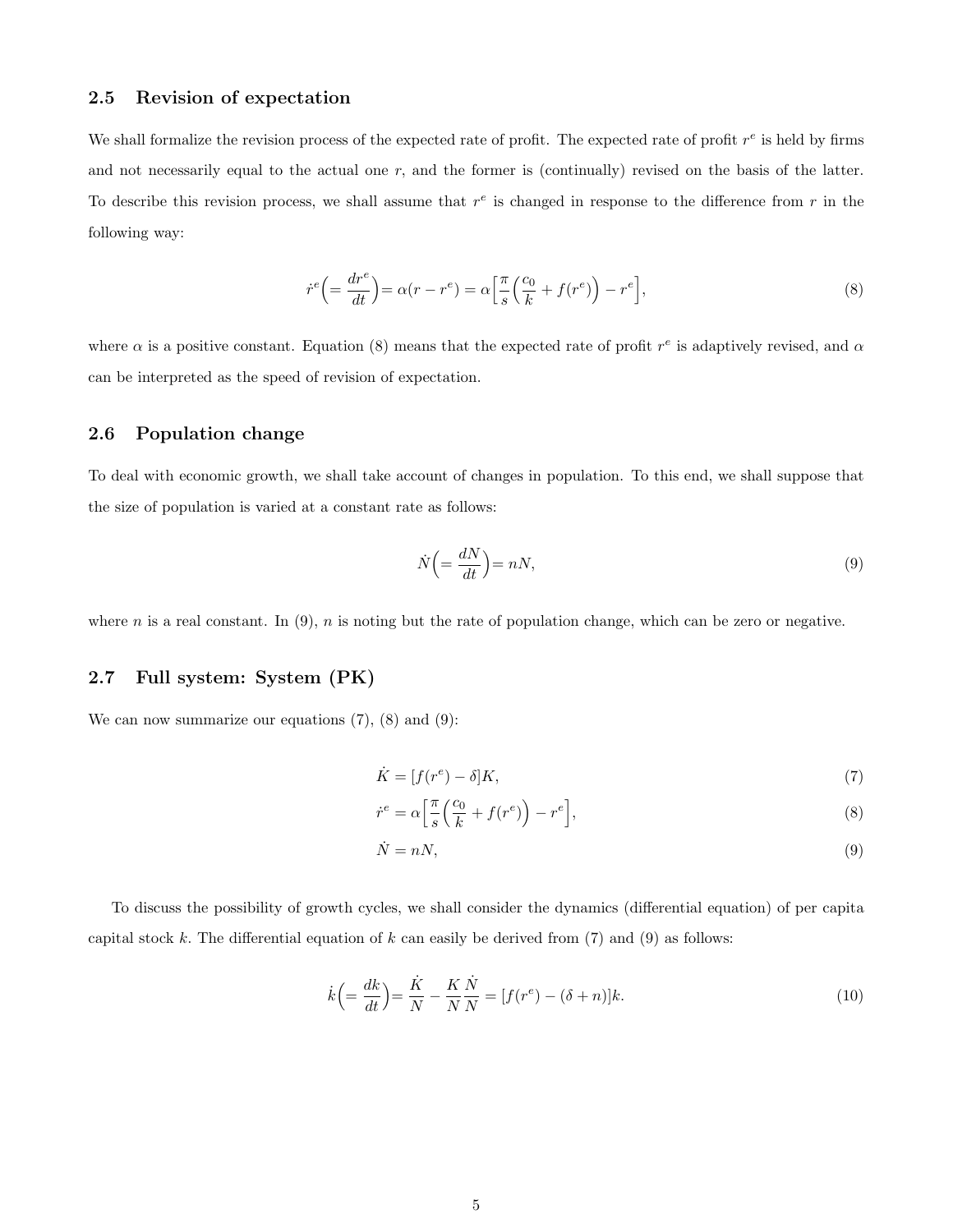### 2.5 Revision of expectation

We shall formalize the revision process of the expected rate of profit. The expected rate of profit $r^e$ is held by firms and not necessarily equal to the actual one $r$, and the former is (continually) revised on the basis of the latter. To describe this revision process, we shall assume that $r^e$ is changed in response to the difference from $r$ in the following way:

$$\dot{r}^e \Big(= \frac{dr^e}{dt}\Big) = \alpha(r - r^e) = \alpha\Big[\frac{\pi}{s}\Big(\frac{c_0}{k} + f(r^e)\Big) - r^e\Big], \tag{8}$$

where $\alpha$ is a positive constant. Equation (8) means that the expected rate of profit $r^e$ is adaptively revised, and $\alpha$ can be interpreted as the speed of revision of expectation.

### 2.6 Population change

To deal with economic growth, we shall take account of changes in population. To this end, we shall suppose that the size of population is varied at a constant rate as follows:

$$\dot{N}\Big(= \frac{dN}{dt}\Big) = nN, \tag{9}$$

where $n$ is a real constant. In (9), $n$ is noting but the rate of population change, which can be zero or negative.

### 2.7 Full system: System (PK)

We can now summarize our equations (7), (8) and (9):

$$\dot{K} = [f(r^e) - \delta]K, \tag{7}$$

$$\dot{r}^e = \alpha\Big[\frac{\pi}{s}\Big(\frac{c_0}{k} + f(r^e)\Big) - r^e\Big], \tag{8}$$

$$\dot{N} = nN, \tag{9}$$

To discuss the possibility of growth cycles, we shall consider the dynamics (differential equation) of per capita capital stock $k$. The differential equation of $k$ can easily be derived from (7) and (9) as follows:

$$\dot{k}\Big(= \frac{dk}{dt}\Big) = \frac{\dot{K}}{N} - \frac{K}{N}\frac{\dot{N}}{N} = [f(r^e) - (\delta + n)]k. \tag{10}$$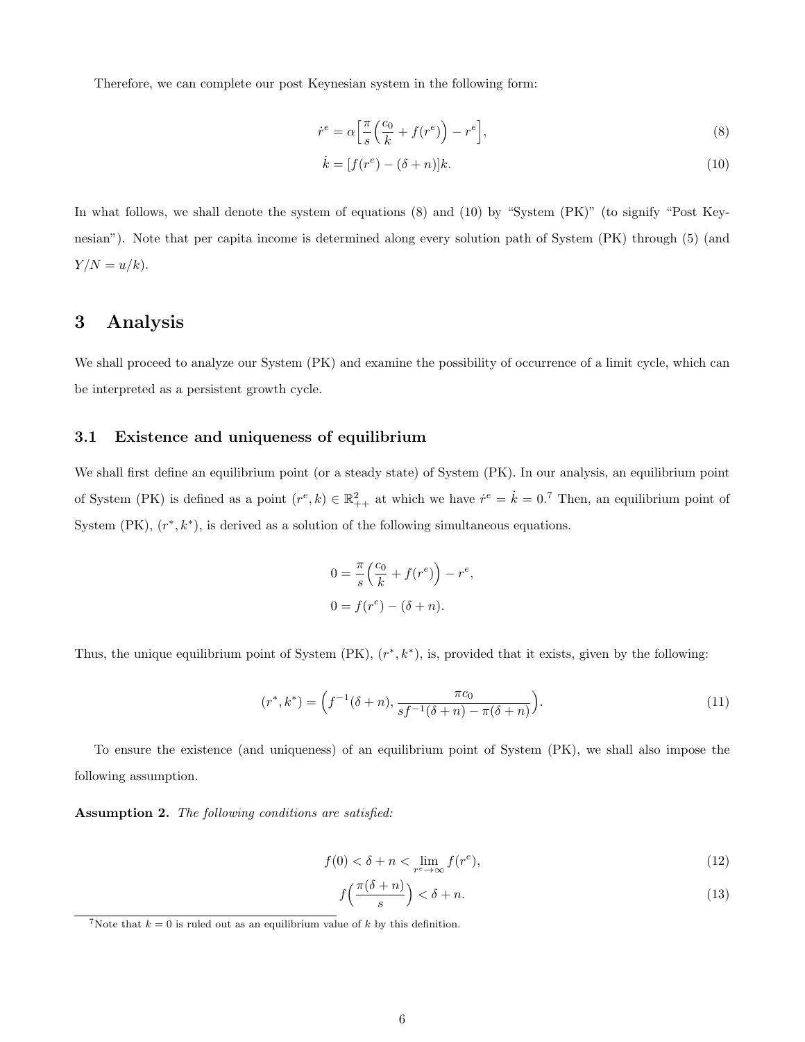Therefore, we can complete our post Keynesian system in the following form:

$$\dot{r}^e = \alpha\Big[\frac{\pi}{s}\Big(\frac{c_0}{k} + f(r^e)\Big) - r^e\Big], \tag{8}$$

$$\dot{k} = [f(r^e) - (\delta + n)]k. \tag{10}$$

In what follows, we shall denote the system of equations (8) and (10) by "System (PK)" (to signify "Post Keynesian"). Note that per capita income is determined along every solution path of System (PK) through (5) (and $Y/N = u/k$).

## 3 Analysis

We shall proceed to analyze our System (PK) and examine the possibility of occurrence of a limit cycle, which can be interpreted as a persistent growth cycle.

### 3.1 Existence and uniqueness of equilibrium

We shall first define an equilibrium point (or a steady state) of System (PK). In our analysis, an equilibrium point of System (PK) is defined as a point $(r^e, k) \in \mathbb{R}^2_{++}$ at which we have $\dot{r}^e = \dot{k} = 0$.[7] Then, an equilibrium point of System (PK), $(r^*, k^*)$, is derived as a solution of the following simultaneous equations.

$$0 = \frac{\pi}{s}\Big(\frac{c_0}{k} + f(r^e)\Big) - r^e,$$

$$0 = f(r^e) - (\delta + n).$$

Thus, the unique equilibrium point of System (PK), $(r^*, k^*)$, is, provided that it exists, given by the following:

$$(r^*, k^*) = \Big(f^{-1}(\delta + n), \frac{\pi c_0}{s f^{-1}(\delta + n) - \pi(\delta + n)}\Big). \tag{11}$$

To ensure the existence (and uniqueness) of an equilibrium point of System (PK), we shall also impose the following assumption.

**Assumption 2.** *The following conditions are satisfied:*

$$f(0) < \delta + n < \lim_{r^e \to \infty} f(r^e), \tag{12}$$

$$f\Big(\frac{\pi(\delta + n)}{s}\Big) < \delta + n. \tag{13}$$

[7] Note that $k = 0$ is ruled out as an equilibrium value of $k$ by this definition.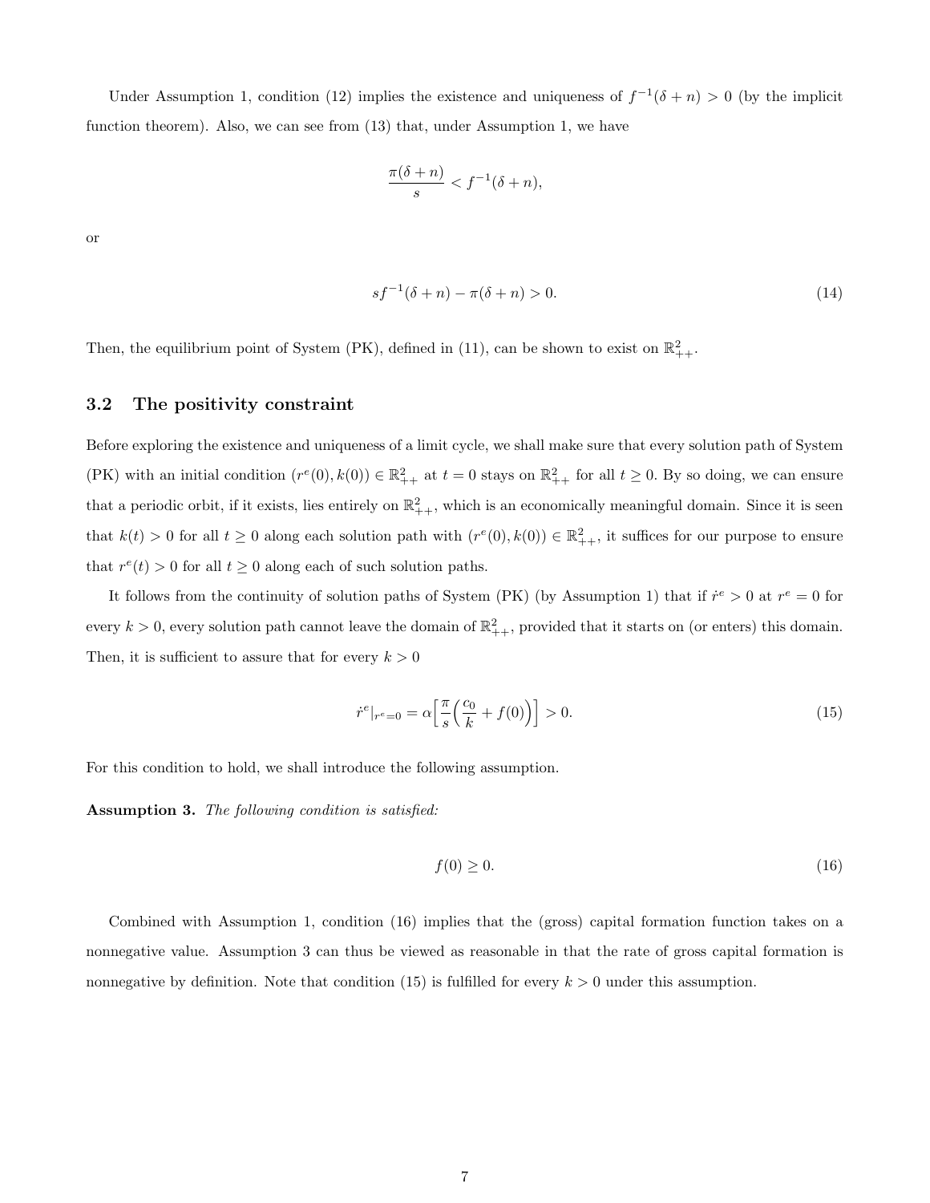Under Assumption 1, condition (12) implies the existence and uniqueness of $f^{-1}(\delta + n) > 0$ (by the implicit function theorem). Also, we can see from (13) that, under Assumption 1, we have

$$\frac{\pi(\delta + n)}{s} < f^{-1}(\delta + n),$$

or

$$sf^{-1}(\delta + n) - \pi(\delta + n) > 0. \tag{14}$$

Then, the equilibrium point of System (PK), defined in (11), can be shown to exist on $\mathbb{R}^2_{++}$.

### 3.2 The positivity constraint

Before exploring the existence and uniqueness of a limit cycle, we shall make sure that every solution path of System (PK) with an initial condition $(r^e(0), k(0)) \in \mathbb{R}^2_{++}$ at $t = 0$ stays on $\mathbb{R}^2_{++}$ for all $t \geq 0$. By so doing, we can ensure that a periodic orbit, if it exists, lies entirely on $\mathbb{R}^2_{++}$, which is an economically meaningful domain. Since it is seen that $k(t) > 0$ for all $t \geq 0$ along each solution path with $(r^e(0), k(0)) \in \mathbb{R}^2_{++}$, it suffices for our purpose to ensure that $r^e(t) > 0$ for all $t \geq 0$ along each of such solution paths.

It follows from the continuity of solution paths of System (PK) (by Assumption 1) that if $\dot{r}^e > 0$ at $r^e = 0$ for every $k > 0$, every solution path cannot leave the domain of $\mathbb{R}^2_{++}$, provided that it starts on (or enters) this domain. Then, it is sufficient to assure that for every $k > 0$

$$\dot{r}^e|_{r^e=0} = \alpha\Big[\frac{\pi}{s}\Big(\frac{c_0}{k} + f(0)\Big)\Big] > 0. \tag{15}$$

For this condition to hold, we shall introduce the following assumption.

**Assumption 3.** *The following condition is satisfied:*

$$f(0) \geq 0. \tag{16}$$

Combined with Assumption 1, condition (16) implies that the (gross) capital formation function takes on a nonnegative value. Assumption 3 can thus be viewed as reasonable in that the rate of gross capital formation is nonnegative by definition. Note that condition (15) is fulfilled for every $k > 0$ under this assumption.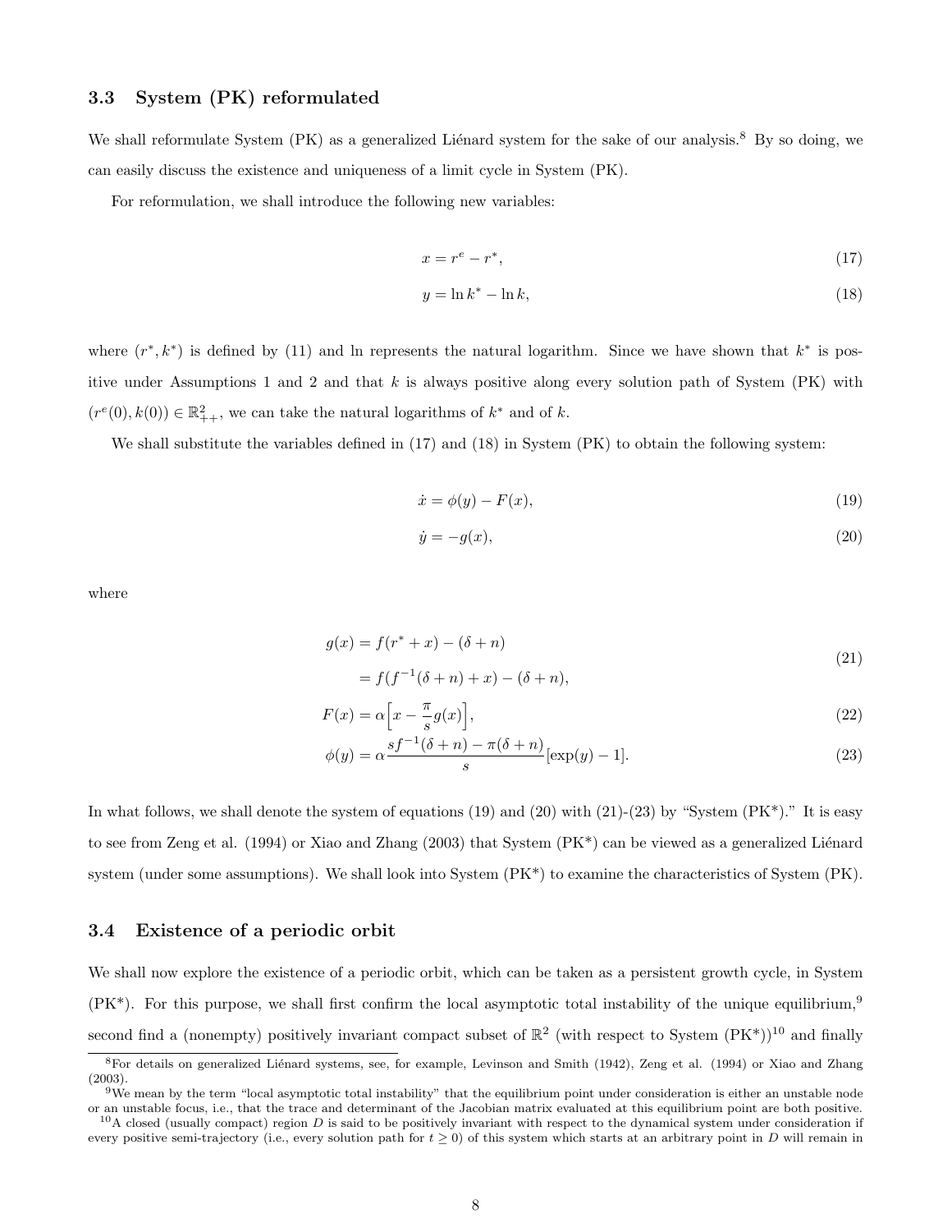### 3.3 System (PK) reformulated

We shall reformulate System (PK) as a generalized Liénard system for the sake of our analysis.[8] By so doing, we can easily discuss the existence and uniqueness of a limit cycle in System (PK).

For reformulation, we shall introduce the following new variables:

$$x = r^e - r^*, \tag{17}$$

$$y = \ln k^* - \ln k, \tag{18}$$

where $(r^*, k^*)$ is defined by (11) and ln represents the natural logarithm. Since we have shown that $k^*$ is positive under Assumptions 1 and 2 and that $k$ is always positive along every solution path of System (PK) with $(r^e(0), k(0)) \in \mathbb{R}^2_{++}$, we can take the natural logarithms of $k^*$ and of $k$.

We shall substitute the variables defined in (17) and (18) in System (PK) to obtain the following system:

$$\dot{x} = \phi(y) - F(x), \tag{19}$$

$$\dot{y} = -g(x), \tag{20}$$

where

$$\begin{aligned} g(x) &= f(r^* + x) - (\delta + n) \\ &= f(f^{-1}(\delta + n) + x) - (\delta + n), \end{aligned} \tag{21}$$

$$F(x) = \alpha\Big[x - \frac{\pi}{s}g(x)\Big], \tag{22}$$

$$\phi(y) = \alpha\frac{sf^{-1}(\delta + n) - \pi(\delta + n)}{s}[\exp(y) - 1]. \tag{23}$$

In what follows, we shall denote the system of equations (19) and (20) with (21)-(23) by "System (PK*)." It is easy to see from Zeng et al. (1994) or Xiao and Zhang (2003) that System (PK*) can be viewed as a generalized Liénard system (under some assumptions). We shall look into System (PK*) to examine the characteristics of System (PK).

### 3.4 Existence of a periodic orbit

We shall now explore the existence of a periodic orbit, which can be taken as a persistent growth cycle, in System (PK*). For this purpose, we shall first confirm the local asymptotic total instability of the unique equilibrium,[9] second find a (nonempty) positively invariant compact subset of $\mathbb{R}^2$ (with respect to System (PK*))[10] and finally

[8] For details on generalized Liénard systems, see, for example, Levinson and Smith (1942), Zeng et al. (1994) or Xiao and Zhang (2003).

[9] We mean by the term "local asymptotic total instability" that the equilibrium point under consideration is either an unstable node or an unstable focus, i.e., that the trace and determinant of the Jacobian matrix evaluated at this equilibrium point are both positive.

[10] A closed (usually compact) region $D$ is said to be positively invariant with respect to the dynamical system under consideration if every positive semi-trajectory (i.e., every solution path for $t \geq 0$) of this system which starts at an arbitrary point in $D$ will remain in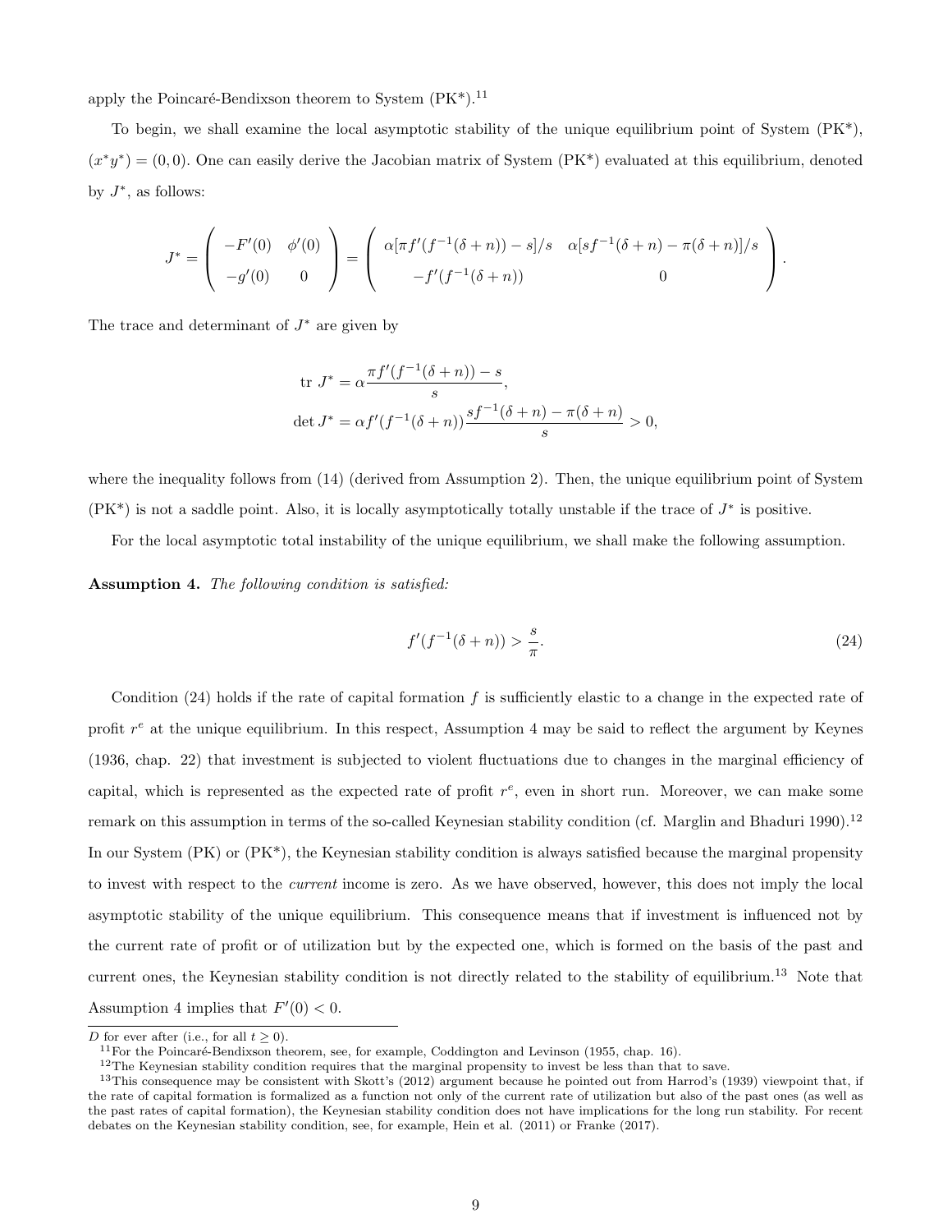apply the Poincaré-Bendixson theorem to System (PK*).[11]

To begin, we shall examine the local asymptotic stability of the unique equilibrium point of System (PK*), $(x^* y^*) = (0, 0)$. One can easily derive the Jacobian matrix of System (PK*) evaluated at this equilibrium, denoted by $J^*$, as follows:

$$
J^* = \begin{pmatrix} -F'(0) & \phi'(0) \\ -g'(0) & 0 \end{pmatrix} = \begin{pmatrix} \alpha[\pi f'(f^{-1}(\delta+n)) - s]/s & \alpha[s f^{-1}(\delta+n) - \pi(\delta+n)]/s \\ -f'(f^{-1}(\delta+n)) & 0 \end{pmatrix}.
$$

The trace and determinant of $J^*$ are given by

$$
\begin{aligned}
\text{tr } J^* &= \alpha \frac{\pi f'(f^{-1}(\delta+n)) - s}{s}, \\
\det J^* &= \alpha f'(f^{-1}(\delta+n)) \frac{s f^{-1}(\delta+n) - \pi(\delta+n)}{s} > 0,
\end{aligned}
$$

where the inequality follows from (14) (derived from Assumption 2). Then, the unique equilibrium point of System (PK*) is not a saddle point. Also, it is locally asymptotically totally unstable if the trace of $J^*$ is positive.

For the local asymptotic total instability of the unique equilibrium, we shall make the following assumption.

**Assumption 4.** *The following condition is satisfied:*

$$
f'(f^{-1}(\delta+n)) > \frac{s}{\pi}. \tag{24}
$$

Condition (24) holds if the rate of capital formation $f$ is sufficiently elastic to a change in the expected rate of profit $r^e$ at the unique equilibrium. In this respect, Assumption 4 may be said to reflect the argument by Keynes (1936, chap. 22) that investment is subjected to violent fluctuations due to changes in the marginal efficiency of capital, which is represented as the expected rate of profit $r^e$, even in short run. Moreover, we can make some remark on this assumption in terms of the so-called Keynesian stability condition (cf. Marglin and Bhaduri 1990).[12] In our System (PK) or (PK*), the Keynesian stability condition is always satisfied because the marginal propensity to invest with respect to the *current* income is zero. As we have observed, however, this does not imply the local asymptotic stability of the unique equilibrium. This consequence means that if investment is influenced not by the current rate of profit or of utilization but by the expected one, which is formed on the basis of the past and current ones, the Keynesian stability condition is not directly related to the stability of equilibrium.[13] Note that Assumption 4 implies that $F'(0) < 0$.

---

$D$ for ever after (i.e., for all $t \geq 0$).

[11] For the Poincaré-Bendixson theorem, see, for example, Coddington and Levinson (1955, chap. 16).

[12] The Keynesian stability condition requires that the marginal propensity to invest be less than that to save.

[13] This consequence may be consistent with Skott's (2012) argument because he pointed out from Harrod's (1939) viewpoint that, if the rate of capital formation is formalized as a function not only of the current rate of utilization but also of the past ones (as well as the past rates of capital formation), the Keynesian stability condition does not have implications for the long run stability. For recent debates on the Keynesian stability condition, see, for example, Hein et al. (2011) or Franke (2017).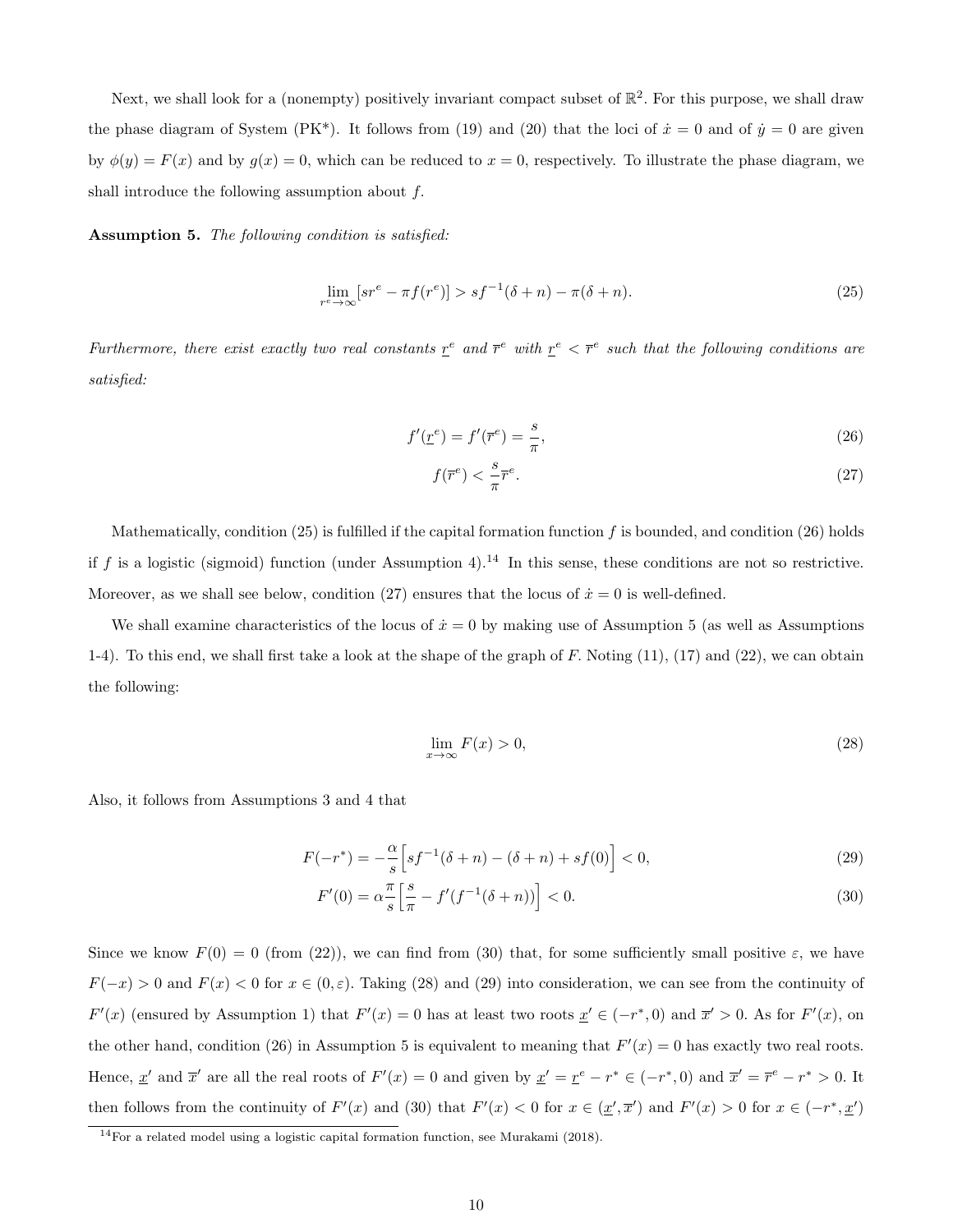Next, we shall look for a (nonempty) positively invariant compact subset of $\mathbb{R}^2$. For this purpose, we shall draw the phase diagram of System (PK*). It follows from (19) and (20) that the loci of $\dot{x} = 0$ and of $\dot{y} = 0$ are given by $\phi(y) = F(x)$ and by $g(x) = 0$, which can be reduced to $x = 0$, respectively. To illustrate the phase diagram, we shall introduce the following assumption about $f$.

**Assumption 5.** *The following condition is satisfied:*

$$\lim_{r^e \to \infty} [sr^e - \pi f(r^e)] > sf^{-1}(\delta + n) - \pi(\delta + n). \tag{25}$$

*Furthermore, there exist exactly two real constants $\underline{r}^e$ and $\overline{r}^e$ with $\underline{r}^e < \overline{r}^e$ such that the following conditions are satisfied:*

$$f'(\underline{r}^e) = f'(\overline{r}^e) = \frac{s}{\pi}, \tag{26}$$

$$f(\overline{r}^e) < \frac{s}{\pi}\overline{r}^e. \tag{27}$$

Mathematically, condition (25) is fulfilled if the capital formation function $f$ is bounded, and condition (26) holds if $f$ is a logistic (sigmoid) function (under Assumption 4).[14] In this sense, these conditions are not so restrictive. Moreover, as we shall see below, condition (27) ensures that the locus of $\dot{x} = 0$ is well-defined.

We shall examine characteristics of the locus of $\dot{x} = 0$ by making use of Assumption 5 (as well as Assumptions 1-4). To this end, we shall first take a look at the shape of the graph of $F$. Noting (11), (17) and (22), we can obtain the following:

$$\lim_{x \to \infty} F(x) > 0, \tag{28}$$

Also, it follows from Assumptions 3 and 4 that

$$F(-r^*) = -\frac{\alpha}{s}\Big[sf^{-1}(\delta + n) - (\delta + n) + sf(0)\Big] < 0, \tag{29}$$

$$F'(0) = \alpha\frac{\pi}{s}\Big[\frac{s}{\pi} - f'(f^{-1}(\delta + n))\Big] < 0. \tag{30}$$

Since we know $F(0) = 0$ (from (22)), we can find from (30) that, for some sufficiently small positive $\varepsilon$, we have $F(-x) > 0$ and $F(x) < 0$ for $x \in (0, \varepsilon)$. Taking (28) and (29) into consideration, we can see from the continuity of $F'(x)$ (ensured by Assumption 1) that $F'(x) = 0$ has at least two roots $\underline{x}' \in (-r^*, 0)$ and $\overline{x}' > 0$. As for $F'(x)$, on the other hand, condition (26) in Assumption 5 is equivalent to meaning that $F'(x) = 0$ has exactly two real roots. Hence, $\underline{x}'$ and $\overline{x}'$ are all the real roots of $F'(x) = 0$ and given by $\underline{x}' = \underline{r}^e - r^* \in (-r^*, 0)$ and $\overline{x}' = \overline{r}^e - r^* > 0$. It then follows from the continuity of $F'(x)$ and (30) that $F'(x) < 0$ for $x \in (\underline{x}', \overline{x}')$ and $F'(x) > 0$ for $x \in (-r^*, \underline{x}')$

[14] For a related model using a logistic capital formation function, see Murakami (2018).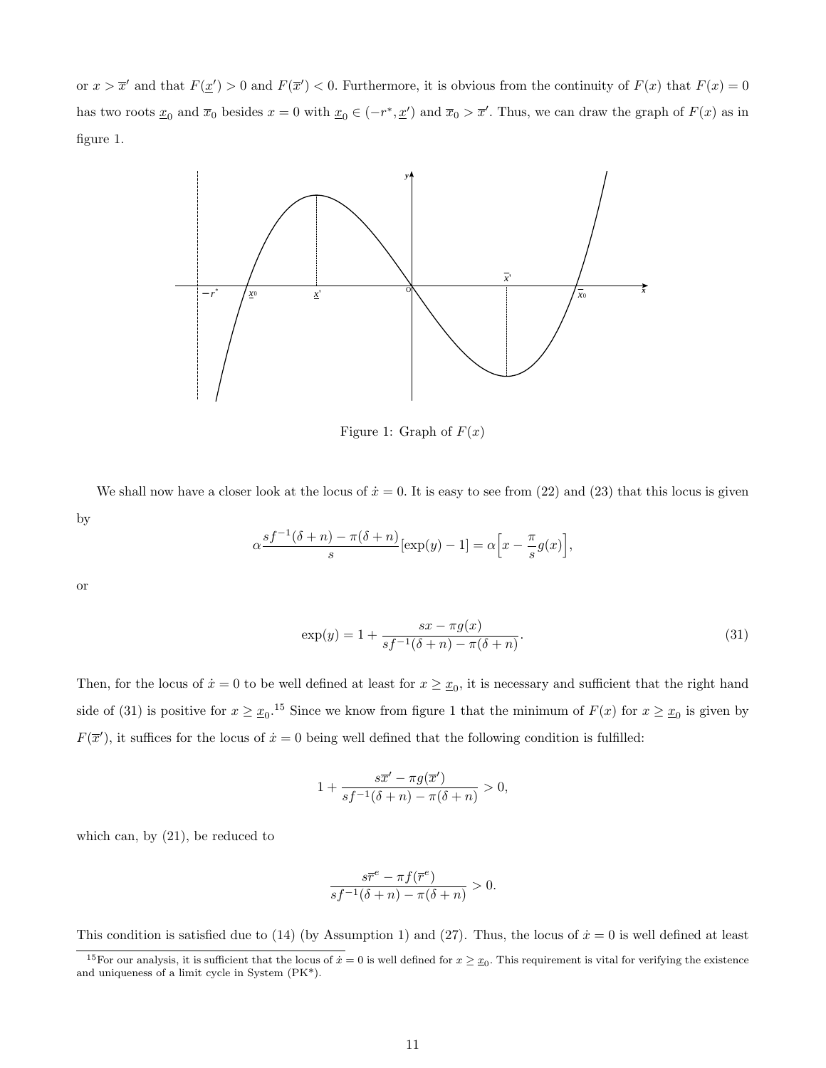or $x > \overline{x}'$ and that $F(\underline{x}') > 0$ and $F(\overline{x}') < 0$. Furthermore, it is obvious from the continuity of $F(x)$ that $F(x) = 0$ has two roots $\underline{x}_0$ and $\overline{x}_0$ besides $x = 0$ with $\underline{x}_0 \in (-r^*, \underline{x}')$ and $\overline{x}_0 > \overline{x}'$. Thus, we can draw the graph of $F(x)$ as in figure 1.

Figure 1: Graph of $F(x)$

We shall now have a closer look at the locus of $\dot{x} = 0$. It is easy to see from (22) and (23) that this locus is given by

$$\alpha \frac{sf^{-1}(\delta + n) - \pi(\delta + n)}{s}[\exp(y) - 1] = \alpha\Big[x - \frac{\pi}{s}g(x)\Big],$$

or

$$\exp(y) = 1 + \frac{sx - \pi g(x)}{sf^{-1}(\delta + n) - \pi(\delta + n)}. \tag{31}$$

Then, for the locus of $\dot{x} = 0$ to be well defined at least for $x \geq \underline{x}_0$, it is necessary and sufficient that the right hand side of (31) is positive for $x \geq \underline{x}_0$.[15] Since we know from figure 1 that the minimum of $F(x)$ for $x \geq \underline{x}_0$ is given by $F(\overline{x}')$, it suffices for the locus of $\dot{x} = 0$ being well defined that the following condition is fulfilled:

$$1 + \frac{s\overline{x}' - \pi g(\overline{x}')}{sf^{-1}(\delta + n) - \pi(\delta + n)} > 0,$$

which can, by (21), be reduced to

$$\frac{s\overline{r}^e - \pi f(\overline{r}^e)}{sf^{-1}(\delta + n) - \pi(\delta + n)} > 0.$$

This condition is satisfied due to (14) (by Assumption 1) and (27). Thus, the locus of $\dot{x} = 0$ is well defined at least

[15] For our analysis, it is sufficient that the locus of $\dot{x} = 0$ is well defined for $x \geq \underline{x}_0$. This requirement is vital for verifying the existence and uniqueness of a limit cycle in System (PK*).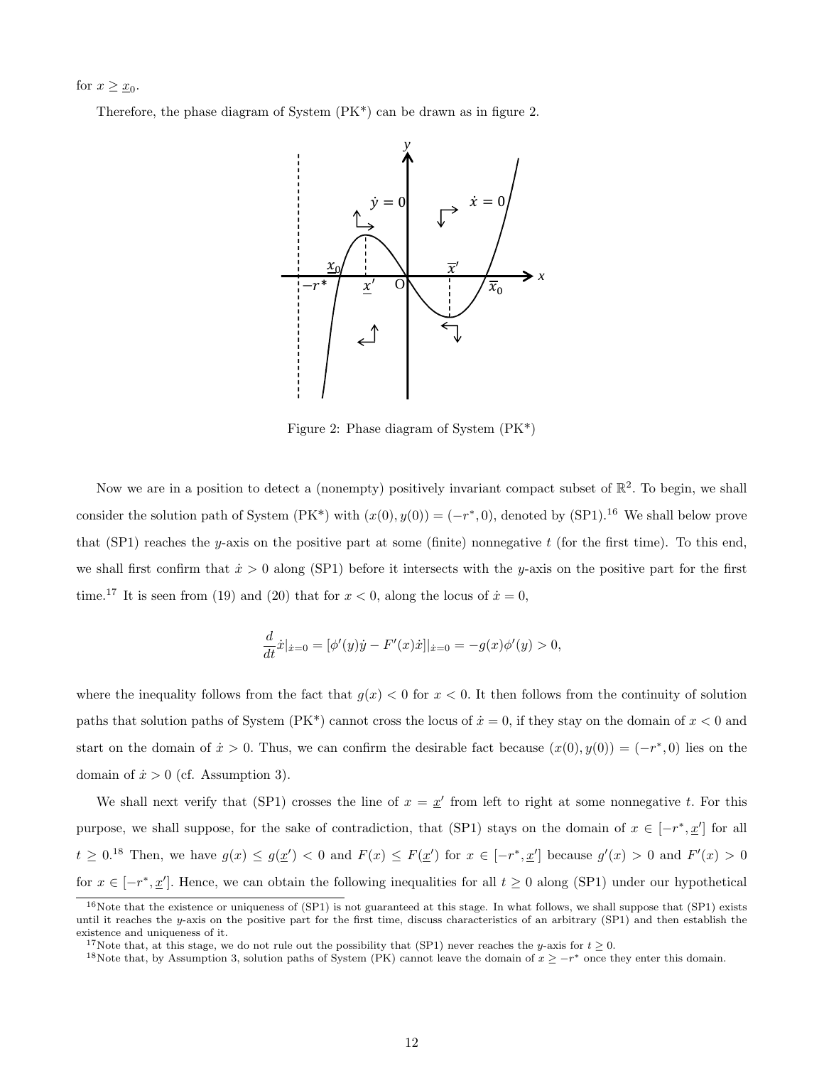for $x \geq \underline{x}_0$.

Therefore, the phase diagram of System (PK*) can be drawn as in figure 2.

Figure 2: Phase diagram of System (PK*)

Now we are in a position to detect a (nonempty) positively invariant compact subset of $\mathbb{R}^2$. To begin, we shall consider the solution path of System (PK*) with $(x(0), y(0)) = (-r^*, 0)$, denoted by (SP1).[16] We shall below prove that (SP1) reaches the $y$-axis on the positive part at some (finite) nonnegative $t$ (for the first time). To this end, we shall first confirm that $\dot{x} > 0$ along (SP1) before it intersects with the $y$-axis on the positive part for the first time.[17] It is seen from (19) and (20) that for $x < 0$, along the locus of $\dot{x} = 0$,

$$\frac{d}{dt}\dot{x}|_{\dot{x}=0} = [\phi'(y)\dot{y} - F'(x)\dot{x}]|_{\dot{x}=0} = -g(x)\phi'(y) > 0,$$

where the inequality follows from the fact that $g(x) < 0$ for $x < 0$. It then follows from the continuity of solution paths that solution paths of System (PK*) cannot cross the locus of $\dot{x} = 0$, if they stay on the domain of $x < 0$ and start on the domain of $\dot{x} > 0$. Thus, we can confirm the desirable fact because $(x(0), y(0)) = (-r^*, 0)$ lies on the domain of $\dot{x} > 0$ (cf. Assumption 3).

We shall next verify that (SP1) crosses the line of $x = \underline{x}'$ from left to right at some nonnegative $t$. For this purpose, we shall suppose, for the sake of contradiction, that (SP1) stays on the domain of $x \in [-r^*, \underline{x}']$ for all $t \geq 0$.[18] Then, we have $g(x) \leq g(\underline{x}') < 0$ and $F(x) \leq F(\underline{x}')$ for $x \in [-r^*, \underline{x}']$ because $g'(x) > 0$ and $F'(x) > 0$ for $x \in [-r^*, \underline{x}']$. Hence, we can obtain the following inequalities for all $t \geq 0$ along (SP1) under our hypothetical

---

[16] Note that the existence or uniqueness of (SP1) is not guaranteed at this stage. In what follows, we shall suppose that (SP1) exists until it reaches the $y$-axis on the positive part for the first time, discuss characteristics of an arbitrary (SP1) and then establish the existence and uniqueness of it.

[17] Note that, at this stage, we do not rule out the possibility that (SP1) never reaches the $y$-axis for $t \geq 0$.

[18] Note that, by Assumption 3, solution paths of System (PK) cannot leave the domain of $x \geq -r^*$ once they enter this domain.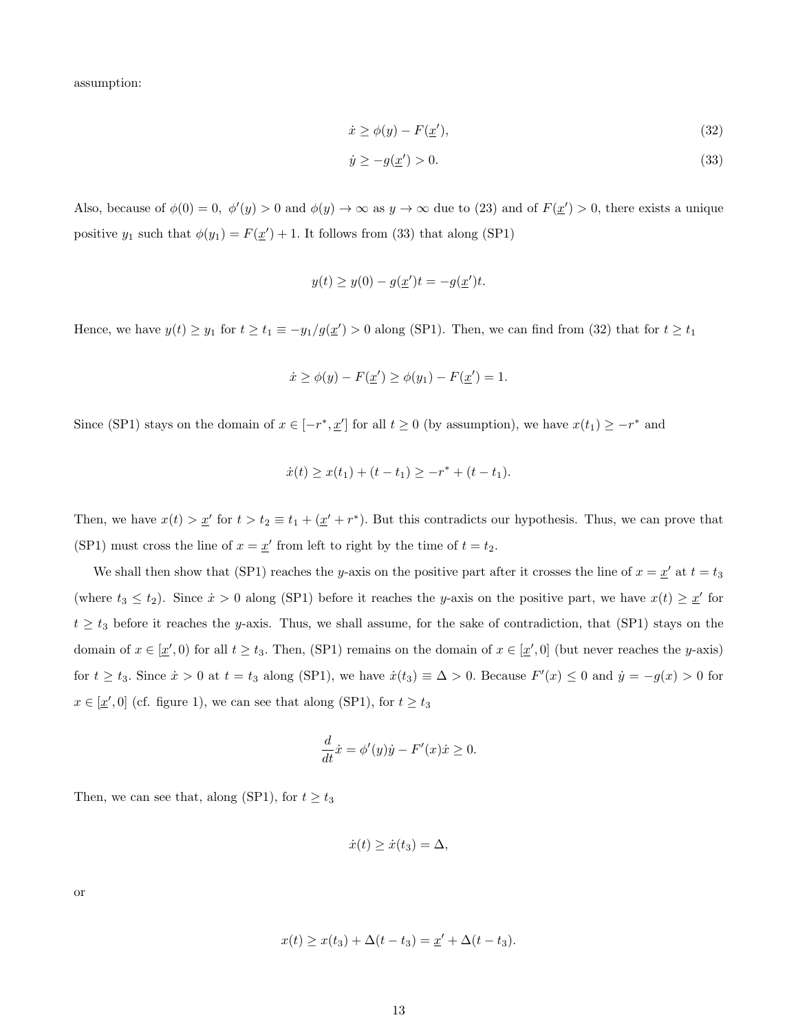assumption:

$$\dot{x} \geq \phi(y) - F(\underline{x}'), \tag{32}$$

$$\dot{y} \geq -g(\underline{x}') > 0. \tag{33}$$

Also, because of $\phi(0) = 0$, $\phi'(y) > 0$ and $\phi(y) \to \infty$ as $y \to \infty$ due to (23) and of $F(\underline{x}') > 0$, there exists a unique positive $y_1$ such that $\phi(y_1) = F(\underline{x}') + 1$. It follows from (33) that along (SP1)

$$y(t) \geq y(0) - g(\underline{x}')t = -g(\underline{x}')t.$$

Hence, we have $y(t) \geq y_1$ for $t \geq t_1 \equiv -y_1/g(\underline{x}') > 0$ along (SP1). Then, we can find from (32) that for $t \geq t_1$

$$\dot{x} \geq \phi(y) - F(\underline{x}') \geq \phi(y_1) - F(\underline{x}') = 1.$$

Since (SP1) stays on the domain of $x \in [-r^*, \underline{x}']$ for all $t \geq 0$ (by assumption), we have $x(t_1) \geq -r^*$ and

$$\dot{x}(t) \geq x(t_1) + (t - t_1) \geq -r^* + (t - t_1).$$

Then, we have $x(t) > \underline{x}'$ for $t > t_2 \equiv t_1 + (\underline{x}' + r^*)$. But this contradicts our hypothesis. Thus, we can prove that (SP1) must cross the line of $x = \underline{x}'$ from left to right by the time of $t = t_2$.

We shall then show that (SP1) reaches the $y$-axis on the positive part after it crosses the line of $x = \underline{x}'$ at $t = t_3$ (where $t_3 \leq t_2$). Since $\dot{x} > 0$ along (SP1) before it reaches the $y$-axis on the positive part, we have $x(t) \geq \underline{x}'$ for $t \geq t_3$ before it reaches the $y$-axis. Thus, we shall assume, for the sake of contradiction, that (SP1) stays on the domain of $x \in [\underline{x}', 0)$ for all $t \geq t_3$. Then, (SP1) remains on the domain of $x \in [\underline{x}', 0]$ (but never reaches the $y$-axis) for $t \geq t_3$. Since $\dot{x} > 0$ at $t = t_3$ along (SP1), we have $\dot{x}(t_3) \equiv \Delta > 0$. Because $F'(x) \leq 0$ and $\dot{y} = -g(x) > 0$ for $x \in [\underline{x}', 0]$ (cf. figure 1), we can see that along (SP1), for $t \geq t_3$

$$\frac{d}{dt}\dot{x} = \phi'(y)\dot{y} - F'(x)\dot{x} \geq 0.$$

Then, we can see that, along (SP1), for $t \geq t_3$

$$\dot{x}(t) \geq \dot{x}(t_3) = \Delta,$$

or

$$x(t) \geq x(t_3) + \Delta(t - t_3) = \underline{x}' + \Delta(t - t_3).$$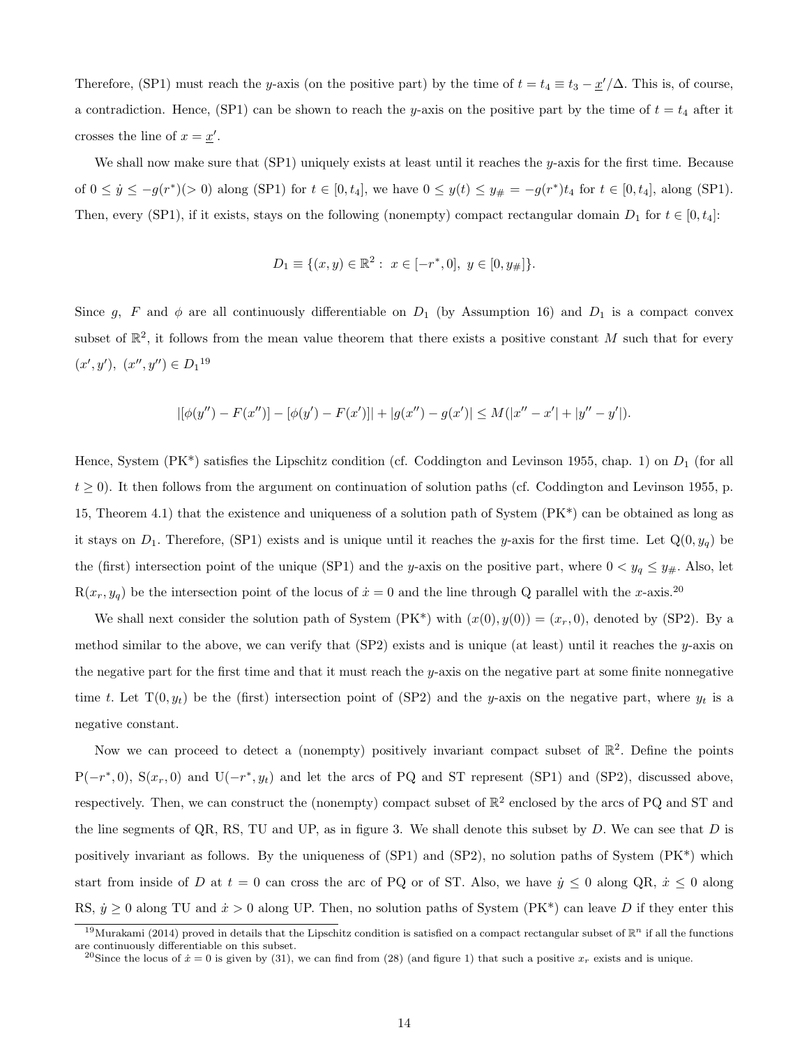Therefore, (SP1) must reach the $y$-axis (on the positive part) by the time of $t = t_4 \equiv t_3 - \underline{x}'/\Delta$. This is, of course, a contradiction. Hence, (SP1) can be shown to reach the $y$-axis on the positive part by the time of $t = t_4$ after it crosses the line of $x = \underline{x}'$.

We shall now make sure that (SP1) uniquely exists at least until it reaches the $y$-axis for the first time. Because of $0 \leq \dot{y} \leq -g(r^*)(>0)$ along (SP1) for $t \in [0, t_4]$, we have $0 \leq y(t) \leq y_\# = -g(r^*)t_4$ for $t \in [0, t_4]$, along (SP1). Then, every (SP1), if it exists, stays on the following (nonempty) compact rectangular domain $D_1$ for $t \in [0, t_4]$:

$$D_1 \equiv \{(x, y) \in \mathbb{R}^2 : \ x \in [-r^*, 0], \ y \in [0, y_\#]\}.$$

Since $g$, $F$ and $\phi$ are all continuously differentiable on $D_1$ (by Assumption 16) and $D_1$ is a compact convex subset of $\mathbb{R}^2$, it follows from the mean value theorem that there exists a positive constant $M$ such that for every $(x', y'), \ (x'', y'') \in D_1$[19]

$$|[\phi(y'') - F(x'')] - [\phi(y') - F(x')]| + |g(x'') - g(x')| \leq M(|x'' - x'| + |y'' - y'|).$$

Hence, System (PK*) satisfies the Lipschitz condition (cf. Coddington and Levinson 1955, chap. 1) on $D_1$ (for all $t \geq 0$). It then follows from the argument on continuation of solution paths (cf. Coddington and Levinson 1955, p. 15, Theorem 4.1) that the existence and uniqueness of a solution path of System (PK*) can be obtained as long as it stays on $D_1$. Therefore, (SP1) exists and is unique until it reaches the $y$-axis for the first time. Let $\mathrm{Q}(0, y_q)$ be the (first) intersection point of the unique (SP1) and the $y$-axis on the positive part, where $0 < y_q \leq y_\#$. Also, let $\mathrm{R}(x_r, y_q)$ be the intersection point of the locus of $\dot{x} = 0$ and the line through Q parallel with the $x$-axis.[20]

We shall next consider the solution path of System (PK*) with $(x(0), y(0)) = (x_r, 0)$, denoted by (SP2). By a method similar to the above, we can verify that (SP2) exists and is unique (at least) until it reaches the $y$-axis on the negative part for the first time and that it must reach the $y$-axis on the negative part at some finite nonnegative time $t$. Let $\mathrm{T}(0, y_t)$ be the (first) intersection point of (SP2) and the $y$-axis on the negative part, where $y_t$ is a negative constant.

Now we can proceed to detect a (nonempty) positively invariant compact subset of $\mathbb{R}^2$. Define the points $\mathrm{P}(-r^*, 0)$, $\mathrm{S}(x_r, 0)$ and $\mathrm{U}(-r^*, y_t)$ and let the arcs of PQ and ST represent (SP1) and (SP2), discussed above, respectively. Then, we can construct the (nonempty) compact subset of $\mathbb{R}^2$ enclosed by the arcs of PQ and ST and the line segments of QR, RS, TU and UP, as in figure 3. We shall denote this subset by $D$. We can see that $D$ is positively invariant as follows. By the uniqueness of (SP1) and (SP2), no solution paths of System (PK*) which start from inside of $D$ at $t = 0$ can cross the arc of PQ or of ST. Also, we have $\dot{y} \leq 0$ along QR, $\dot{x} \leq 0$ along RS, $\dot{y} \geq 0$ along TU and $\dot{x} > 0$ along UP. Then, no solution paths of System (PK*) can leave $D$ if they enter this

[19] Murakami (2014) proved in details that the Lipschitz condition is satisfied on a compact rectangular subset of $\mathbb{R}^n$ if all the functions are continuously differentiable on this subset.

[20] Since the locus of $\dot{x} = 0$ is given by (31), we can find from (28) (and figure 1) that such a positive $x_r$ exists and is unique.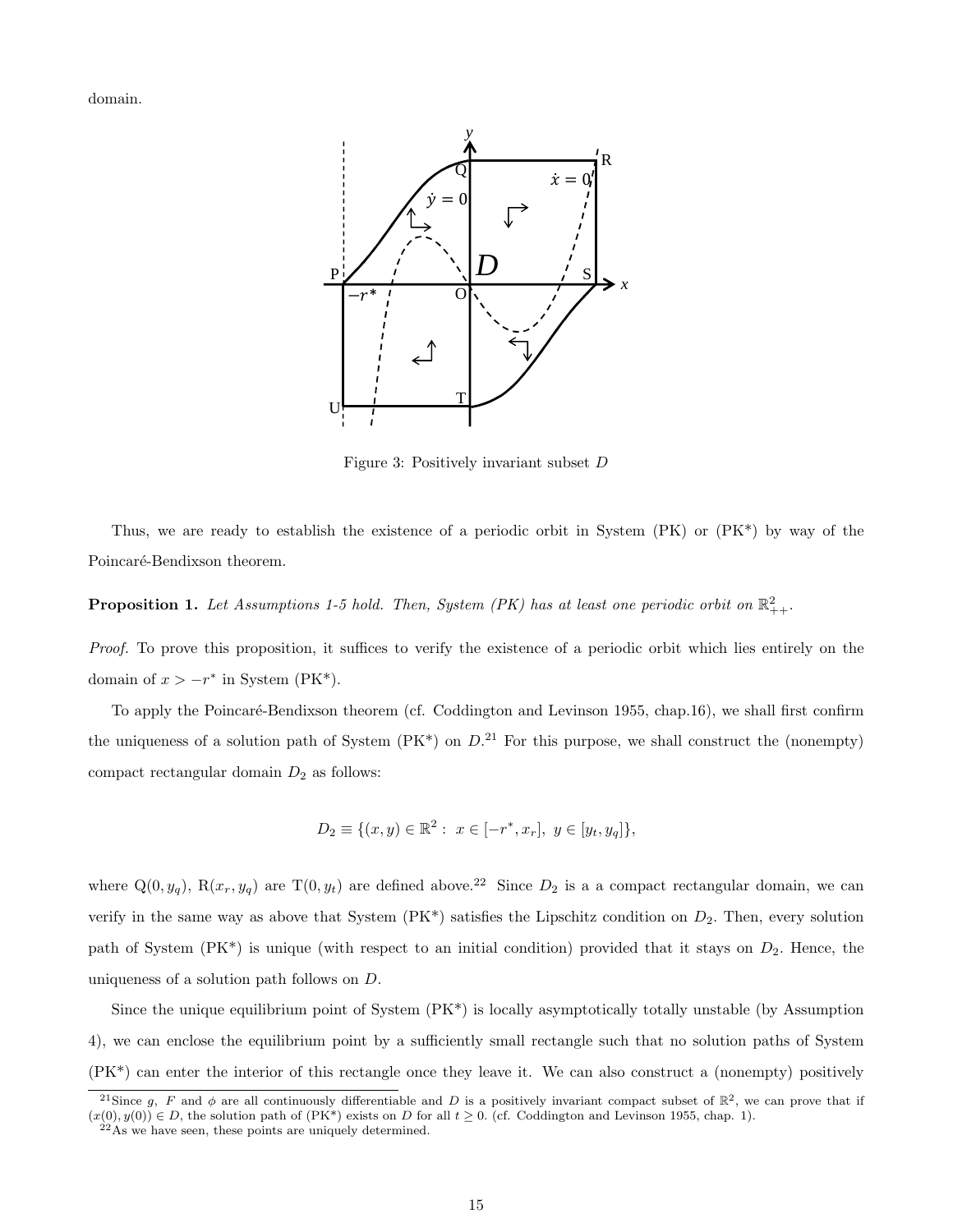domain.

Figure 3: Positively invariant subset $D$

Thus, we are ready to establish the existence of a periodic orbit in System (PK) or (PK*) by way of the Poincaré-Bendixson theorem.

**Proposition 1.** *Let Assumptions 1-5 hold. Then, System (PK) has at least one periodic orbit on* $\mathbb{R}^2_{++}$.

*Proof.* To prove this proposition, it suffices to verify the existence of a periodic orbit which lies entirely on the domain of $x > -r^*$ in System (PK*).

To apply the Poincaré-Bendixson theorem (cf. Coddington and Levinson 1955, chap.16), we shall first confirm the uniqueness of a solution path of System (PK*) on $D$.[21] For this purpose, we shall construct the (nonempty) compact rectangular domain $D_2$ as follows:

$$D_2 \equiv \{(x, y) \in \mathbb{R}^2 : \ x \in [-r^*, x_r], \ y \in [y_t, y_q]\},$$

where Q$(0, y_q)$, R$(x_r, y_q)$ are T$(0, y_t)$ are defined above.[22] Since $D_2$ is a a compact rectangular domain, we can verify in the same way as above that System (PK*) satisfies the Lipschitz condition on $D_2$. Then, every solution path of System (PK*) is unique (with respect to an initial condition) provided that it stays on $D_2$. Hence, the uniqueness of a solution path follows on $D$.

Since the unique equilibrium point of System (PK*) is locally asymptotically totally unstable (by Assumption 4), we can enclose the equilibrium point by a sufficiently small rectangle such that no solution paths of System (PK*) can enter the interior of this rectangle once they leave it. We can also construct a (nonempty) positively

[21] Since $g$, $F$ and $\phi$ are all continuously differentiable and $D$ is a positively invariant compact subset of $\mathbb{R}^2$, we can prove that if $(x(0), y(0)) \in D$, the solution path of (PK*) exists on $D$ for all $t \geq 0$. (cf. Coddington and Levinson 1955, chap. 1).

[22] As we have seen, these points are uniquely determined.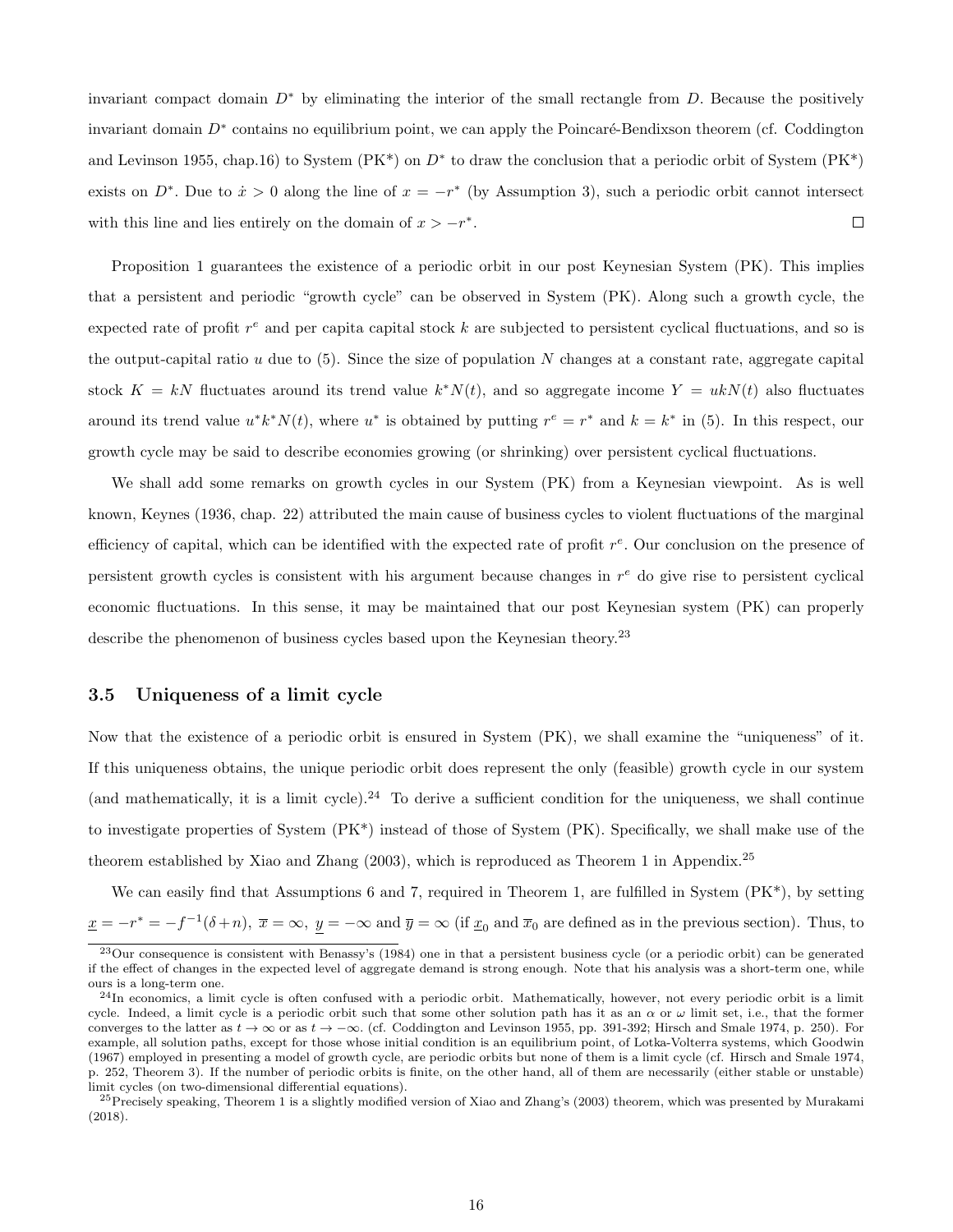invariant compact domain $D^*$ by eliminating the interior of the small rectangle from $D$. Because the positively invariant domain $D^*$ contains no equilibrium point, we can apply the Poincaré-Bendixson theorem (cf. Coddington and Levinson 1955, chap.16) to System (PK*) on $D^*$ to draw the conclusion that a periodic orbit of System (PK*) exists on $D^*$. Due to $\dot{x} > 0$ along the line of $x = -r^*$ (by Assumption 3), such a periodic orbit cannot intersect with this line and lies entirely on the domain of $x > -r^*$. □

Proposition 1 guarantees the existence of a periodic orbit in our post Keynesian System (PK). This implies that a persistent and periodic "growth cycle" can be observed in System (PK). Along such a growth cycle, the expected rate of profit $r^e$ and per capita capital stock $k$ are subjected to persistent cyclical fluctuations, and so is the output-capital ratio $u$ due to (5). Since the size of population $N$ changes at a constant rate, aggregate capital stock $K = kN$ fluctuates around its trend value $k^*N(t)$, and so aggregate income $Y = ukN(t)$ also fluctuates around its trend value $u^*k^*N(t)$, where $u^*$ is obtained by putting $r^e = r^*$ and $k = k^*$ in (5). In this respect, our growth cycle may be said to describe economies growing (or shrinking) over persistent cyclical fluctuations.

We shall add some remarks on growth cycles in our System (PK) from a Keynesian viewpoint. As is well known, Keynes (1936, chap. 22) attributed the main cause of business cycles to violent fluctuations of the marginal efficiency of capital, which can be identified with the expected rate of profit $r^e$. Our conclusion on the presence of persistent growth cycles is consistent with his argument because changes in $r^e$ do give rise to persistent cyclical economic fluctuations. In this sense, it may be maintained that our post Keynesian system (PK) can properly describe the phenomenon of business cycles based upon the Keynesian theory.[23]

### 3.5 Uniqueness of a limit cycle

Now that the existence of a periodic orbit is ensured in System (PK), we shall examine the "uniqueness" of it. If this uniqueness obtains, the unique periodic orbit does represent the only (feasible) growth cycle in our system (and mathematically, it is a limit cycle).[24] To derive a sufficient condition for the uniqueness, we shall continue to investigate properties of System (PK*) instead of those of System (PK). Specifically, we shall make use of the theorem established by Xiao and Zhang (2003), which is reproduced as Theorem 1 in Appendix.[25]

We can easily find that Assumptions 6 and 7, required in Theorem 1, are fulfilled in System (PK*), by setting $\underline{x} = -r^* = -f^{-1}(\delta+n)$, $\overline{x} = \infty$, $\underline{y} = -\infty$ and $\overline{y} = \infty$ (if $\underline{x}_0$ and $\overline{x}_0$ are defined as in the previous section). Thus, to

[23] Our consequence is consistent with Benassy's (1984) one in that a persistent business cycle (or a periodic orbit) can be generated if the effect of changes in the expected level of aggregate demand is strong enough. Note that his analysis was a short-term one, while ours is a long-term one.

[24] In economics, a limit cycle is often confused with a periodic orbit. Mathematically, however, not every periodic orbit is a limit cycle. Indeed, a limit cycle is a periodic orbit such that some other solution path has it as an $\alpha$ or $\omega$ limit set, i.e., that the former converges to the latter as $t \to \infty$ or as $t \to -\infty$. (cf. Coddington and Levinson 1955, pp. 391-392; Hirsch and Smale 1974, p. 250). For example, all solution paths, except for those whose initial condition is an equilibrium point, of Lotka-Volterra systems, which Goodwin (1967) employed in presenting a model of growth cycle, are periodic orbits but none of them is a limit cycle (cf. Hirsch and Smale 1974, p. 252, Theorem 3). If the number of periodic orbits is finite, on the other hand, all of them are necessarily (either stable or unstable) limit cycles (on two-dimensional differential equations).

[25] Precisely speaking, Theorem 1 is a slightly modified version of Xiao and Zhang's (2003) theorem, which was presented by Murakami (2018).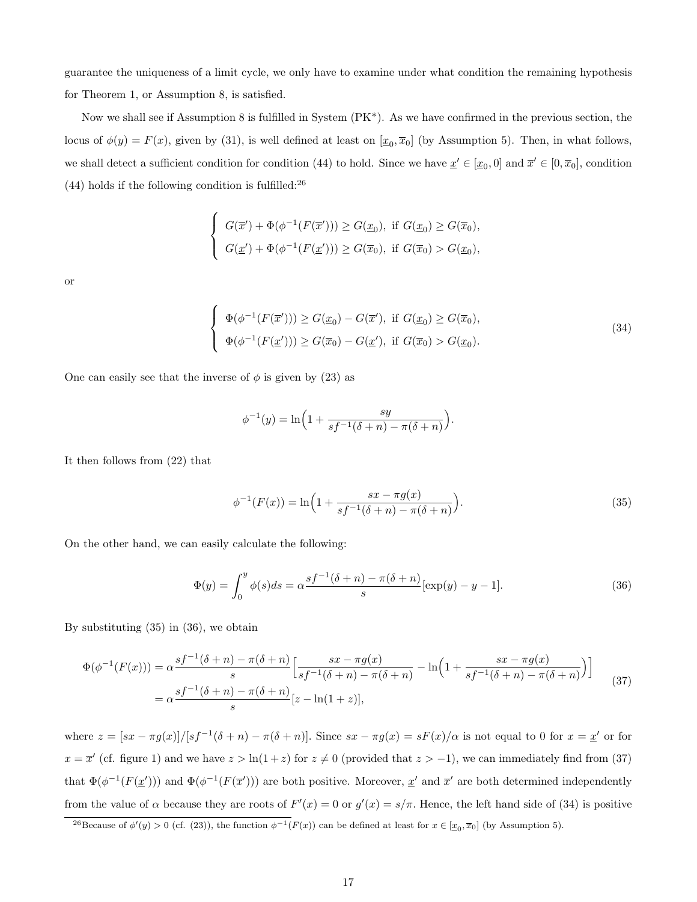guarantee the uniqueness of a limit cycle, we only have to examine under what condition the remaining hypothesis for Theorem 1, or Assumption 8, is satisfied.

Now we shall see if Assumption 8 is fulfilled in System (PK*). As we have confirmed in the previous section, the locus of $\phi(y) = F(x)$, given by (31), is well defined at least on $[\underline{x}_0, \overline{x}_0]$ (by Assumption 5). Then, in what follows, we shall detect a sufficient condition for condition (44) to hold. Since we have $\underline{x}' \in [\underline{x}_0, 0]$ and $\overline{x}' \in [0, \overline{x}_0]$, condition (44) holds if the following condition is fulfilled:[26]

$$
\begin{cases}
G(\overline{x}') + \Phi(\phi^{-1}(F(\overline{x}'))) \geq G(\underline{x}_0), \text{ if } G(\underline{x}_0) \geq G(\overline{x}_0), \\
G(\underline{x}') + \Phi(\phi^{-1}(F(\underline{x}'))) \geq G(\overline{x}_0), \text{ if } G(\overline{x}_0) > G(\underline{x}_0),
\end{cases}
$$

or

$$
\begin{cases}
\Phi(\phi^{-1}(F(\overline{x}'))) \geq G(\underline{x}_0) - G(\overline{x}'), \text{ if } G(\underline{x}_0) \geq G(\overline{x}_0), \\
\Phi(\phi^{-1}(F(\underline{x}'))) \geq G(\overline{x}_0) - G(\underline{x}'), \text{ if } G(\overline{x}_0) > G(\underline{x}_0).
\end{cases}
\tag{34}
$$

One can easily see that the inverse of $\phi$ is given by (23) as

$$
\phi^{-1}(y) = \ln\Big(1 + \frac{sy}{sf^{-1}(\delta + n) - \pi(\delta + n)}\Big).
$$

It then follows from (22) that

$$
\phi^{-1}(F(x)) = \ln\Big(1 + \frac{sx - \pi g(x)}{sf^{-1}(\delta + n) - \pi(\delta + n)}\Big).
\tag{35}
$$

On the other hand, we can easily calculate the following:

$$
\Phi(y) = \int_0^y \phi(s) ds = \alpha \frac{sf^{-1}(\delta + n) - \pi(\delta + n)}{s}[\exp(y) - y - 1].
\tag{36}
$$

By substituting (35) in (36), we obtain

$$
\begin{aligned}
\Phi(\phi^{-1}(F(x))) &= \alpha \frac{sf^{-1}(\delta + n) - \pi(\delta + n)}{s}\Big[\frac{sx - \pi g(x)}{sf^{-1}(\delta + n) - \pi(\delta + n)} - \ln\Big(1 + \frac{sx - \pi g(x)}{sf^{-1}(\delta + n) - \pi(\delta + n)}\Big)\Big] \\
&= \alpha \frac{sf^{-1}(\delta + n) - \pi(\delta + n)}{s}[z - \ln(1 + z)],
\end{aligned}
\tag{37}
$$

where $z = [sx - \pi g(x)]/[sf^{-1}(\delta + n) - \pi(\delta + n)]$. Since $sx - \pi g(x) = sF(x)/\alpha$ is not equal to 0 for $x = \underline{x}'$ or for $x = \overline{x}'$ (cf. figure 1) and we have $z > \ln(1+z)$ for $z \neq 0$ (provided that $z > -1$), we can immediately find from (37) that $\Phi(\phi^{-1}(F(\underline{x}')))$ and $\Phi(\phi^{-1}(F(\overline{x}')))$ are both positive. Moreover, $\underline{x}'$ and $\overline{x}'$ are both determined independently from the value of $\alpha$ because they are roots of $F'(x) = 0$ or $g'(x) = s/\pi$. Hence, the left hand side of (34) is positive

[26] Because of $\phi'(y) > 0$ (cf. (23)), the function $\phi^{-1}(F(x))$ can be defined at least for $x \in [\underline{x}_0, \overline{x}_0]$ (by Assumption 5).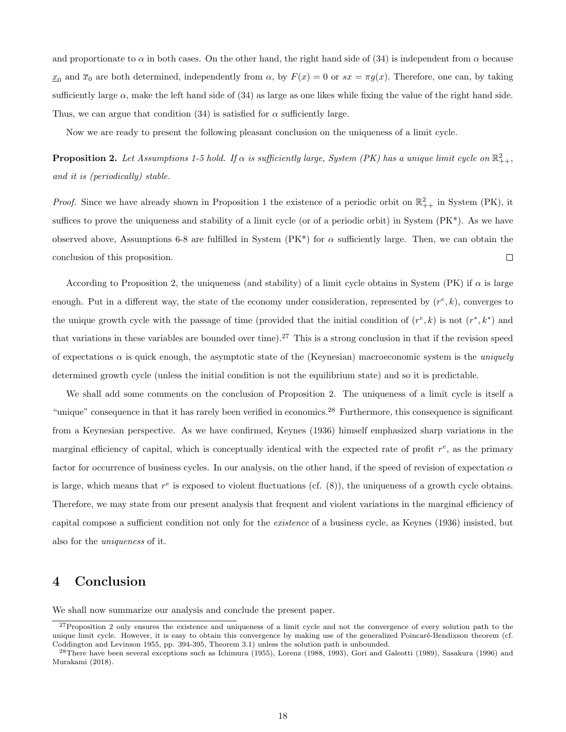and proportionate to $\alpha$ in both cases. On the other hand, the right hand side of (34) is independent from $\alpha$ because $\underline{x}_0$ and $\overline{x}_0$ are both determined, independently from $\alpha$, by $F(x) = 0$ or $sx = \pi g(x)$. Therefore, one can, by taking sufficiently large $\alpha$, make the left hand side of (34) as large as one likes while fixing the value of the right hand side. Thus, we can argue that condition (34) is satisfied for $\alpha$ sufficiently large.

Now we are ready to present the following pleasant conclusion on the uniqueness of a limit cycle.

**Proposition 2.** *Let Assumptions 1-5 hold. If $\alpha$ is sufficiently large, System (PK) has a unique limit cycle on $\mathbb{R}^2_{++}$, and it is (periodically) stable.*

*Proof.* Since we have already shown in Proposition 1 the existence of a periodic orbit on $\mathbb{R}^2_{++}$ in System (PK), it suffices to prove the uniqueness and stability of a limit cycle (or of a periodic orbit) in System (PK\*). As we have observed above, Assumptions 6-8 are fulfilled in System (PK\*) for $\alpha$ sufficiently large. Then, we can obtain the conclusion of this proposition. □

According to Proposition 2, the uniqueness (and stability) of a limit cycle obtains in System (PK) if $\alpha$ is large enough. Put in a different way, the state of the economy under consideration, represented by $(r^e, k)$, converges to the unique growth cycle with the passage of time (provided that the initial condition of $(r^e, k)$ is not $(r^*, k^*)$ and that variations in these variables are bounded over time).[27] This is a strong conclusion in that if the revision speed of expectations $\alpha$ is quick enough, the asymptotic state of the (Keynesian) macroeconomic system is the *uniquely* determined growth cycle (unless the initial condition is not the equilibrium state) and so it is predictable.

We shall add some comments on the conclusion of Proposition 2. The uniqueness of a limit cycle is itself a "unique" consequence in that it has rarely been verified in economics.[28] Furthermore, this consequence is significant from a Keynesian perspective. As we have confirmed, Keynes (1936) himself emphasized sharp variations in the marginal efficiency of capital, which is conceptually identical with the expected rate of profit $r^e$, as the primary factor for occurrence of business cycles. In our analysis, on the other hand, if the speed of revision of expectation $\alpha$ is large, which means that $r^e$ is exposed to violent fluctuations (cf. (8)), the uniqueness of a growth cycle obtains. Therefore, we may state from our present analysis that frequent and violent variations in the marginal efficiency of capital compose a sufficient condition not only for the *existence* of a business cycle, as Keynes (1936) insisted, but also for the *uniqueness* of it.

## 4 Conclusion

We shall now summarize our analysis and conclude the present paper.

[27] Proposition 2 only ensures the existence and uniqueness of a limit cycle and not the convergence of every solution path to the unique limit cycle. However, it is easy to obtain this convergence by making use of the generalized Poincaré-Bendixson theorem (cf. Coddington and Levinson 1955, pp. 394-395, Theorem 3.1) unless the solution path is unbounded.

[28] There have been several exceptions such as Ichimura (1955), Lorenz (1988, 1993), Gori and Galeotti (1989), Sasakura (1996) and Murakami (2018).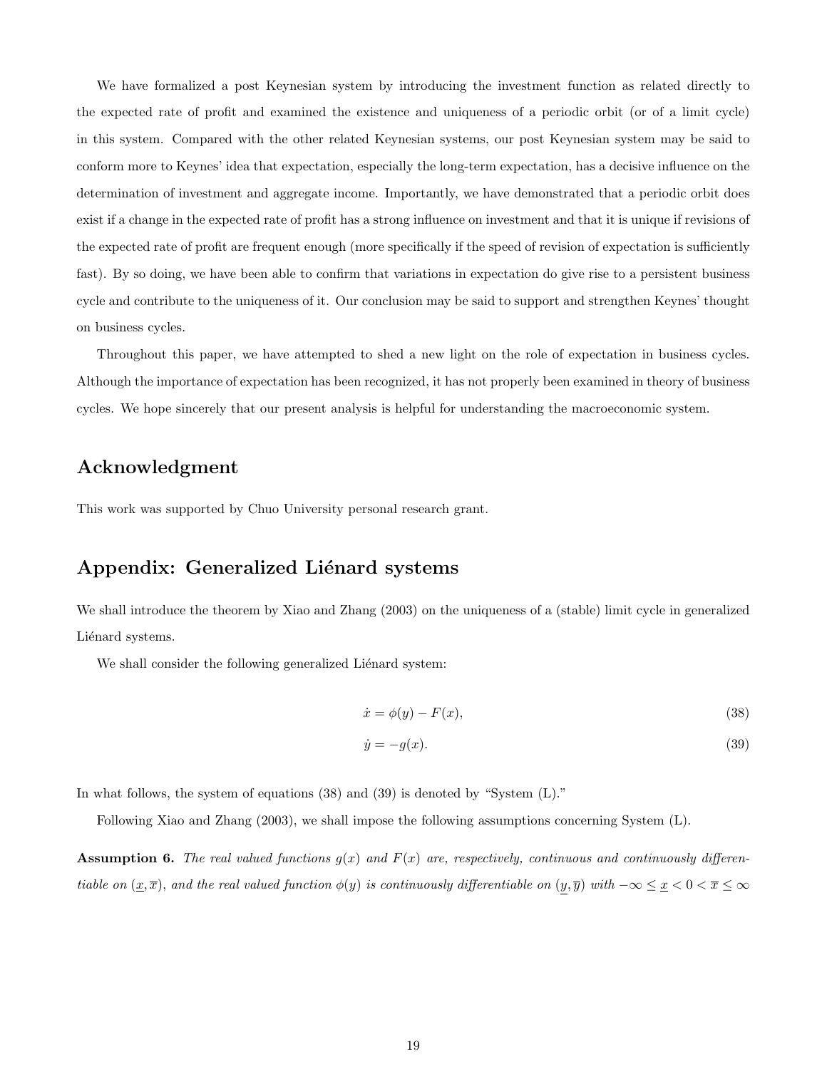We have formalized a post Keynesian system by introducing the investment function as related directly to the expected rate of profit and examined the existence and uniqueness of a periodic orbit (or of a limit cycle) in this system. Compared with the other related Keynesian systems, our post Keynesian system may be said to conform more to Keynes' idea that expectation, especially the long-term expectation, has a decisive influence on the determination of investment and aggregate income. Importantly, we have demonstrated that a periodic orbit does exist if a change in the expected rate of profit has a strong influence on investment and that it is unique if revisions of the expected rate of profit are frequent enough (more specifically if the speed of revision of expectation is sufficiently fast). By so doing, we have been able to confirm that variations in expectation do give rise to a persistent business cycle and contribute to the uniqueness of it. Our conclusion may be said to support and strengthen Keynes' thought on business cycles.

Throughout this paper, we have attempted to shed a new light on the role of expectation in business cycles. Although the importance of expectation has been recognized, it has not properly been examined in theory of business cycles. We hope sincerely that our present analysis is helpful for understanding the macroeconomic system.

## Acknowledgment

This work was supported by Chuo University personal research grant.

## Appendix: Generalized Liénard systems

We shall introduce the theorem by Xiao and Zhang (2003) on the uniqueness of a (stable) limit cycle in generalized Liénard systems.

We shall consider the following generalized Liénard system:

$$\dot{x} = \phi(y) - F(x), \tag{38}$$

$$\dot{y} = -g(x). \tag{39}$$

In what follows, the system of equations (38) and (39) is denoted by "System (L)."

Following Xiao and Zhang (2003), we shall impose the following assumptions concerning System (L).

**Assumption 6.** *The real valued functions $g(x)$ and $F(x)$ are, respectively, continuous and continuously differentiable on $(\underline{x}, \overline{x})$, and the real valued function $\phi(y)$ is continuously differentiable on $(\underline{y}, \overline{y})$ with $-\infty \leq \underline{x} < 0 < \overline{x} \leq \infty$*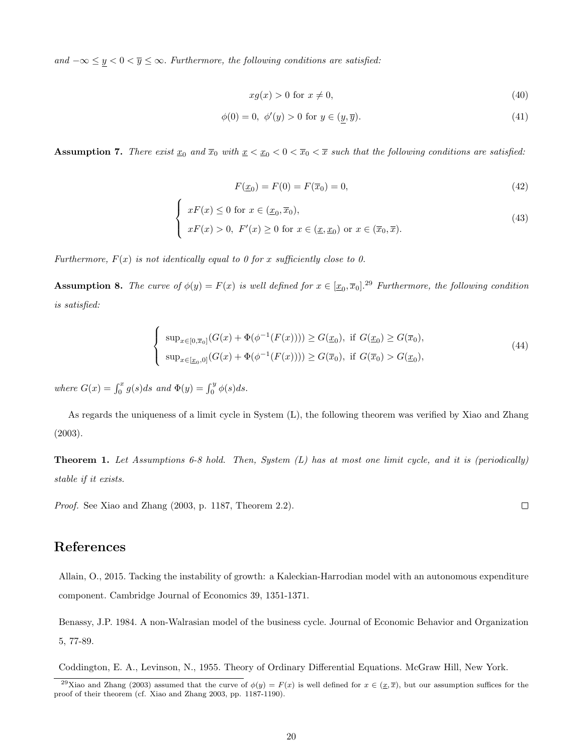*and* $-\infty \leq \underline{y} < 0 < \overline{y} \leq \infty$. *Furthermore, the following conditions are satisfied:*

$$xg(x) > 0 \text{ for } x \neq 0, \tag{40}$$

$$\phi(0) = 0, \ \phi'(y) > 0 \text{ for } y \in (\underline{y}, \overline{y}). \tag{41}$$

**Assumption 7.** *There exist* $\underline{x}_0$ *and* $\overline{x}_0$ *with* $\underline{x} < \underline{x}_0 < 0 < \overline{x}_0 < \overline{x}$ *such that the following conditions are satisfied:*

$$F(\underline{x}_0) = F(0) = F(\overline{x}_0) = 0, \tag{42}$$

$$\begin{cases} xF(x) \leq 0 \text{ for } x \in (\underline{x}_0, \overline{x}_0), \\ xF(x) > 0, \ F'(x) \geq 0 \text{ for } x \in (\underline{x}, \underline{x}_0) \text{ or } x \in (\overline{x}_0, \overline{x}). \end{cases} \tag{43}$$

*Furthermore,* $F(x)$ *is not identically equal to 0 for* $x$ *sufficiently close to 0.*

**Assumption 8.** *The curve of* $\phi(y) = F(x)$ *is well defined for* $x \in [\underline{x}_0, \overline{x}_0]$.[29] *Furthermore, the following condition is satisfied:*

$$\begin{cases} \sup_{x \in [0, \overline{x}_0]}(G(x) + \Phi(\phi^{-1}(F(x)))) \geq G(\underline{x}_0), \text{ if } G(\underline{x}_0) \geq G(\overline{x}_0), \\ \sup_{x \in [\underline{x}_0, 0]}(G(x) + \Phi(\phi^{-1}(F(x)))) \geq G(\overline{x}_0), \text{ if } G(\overline{x}_0) > G(\underline{x}_0), \end{cases} \tag{44}$$

*where* $G(x) = \int_0^x g(s)ds$ *and* $\Phi(y) = \int_0^y \phi(s)ds$.

As regards the uniqueness of a limit cycle in System (L), the following theorem was verified by Xiao and Zhang (2003).

**Theorem 1.** *Let Assumptions 6-8 hold. Then, System (L) has at most one limit cycle, and it is (periodically) stable if it exists.*

*Proof.* See Xiao and Zhang (2003, p. 1187, Theorem 2.2). □

# References

Allain, O., 2015. Tacking the instability of growth: a Kaleckian-Harrodian model with an autonomous expenditure component. Cambridge Journal of Economics 39, 1351-1371.

Benassy, J.P. 1984. A non-Walrasian model of the business cycle. Journal of Economic Behavior and Organization 5, 77-89.

Coddington, E. A., Levinson, N., 1955. Theory of Ordinary Differential Equations. McGraw Hill, New York.

[29] Xiao and Zhang (2003) assumed that the curve of $\phi(y) = F(x)$ is well defined for $x \in (\underline{x}, \overline{x})$, but our assumption suffices for the proof of their theorem (cf. Xiao and Zhang 2003, pp. 1187-1190).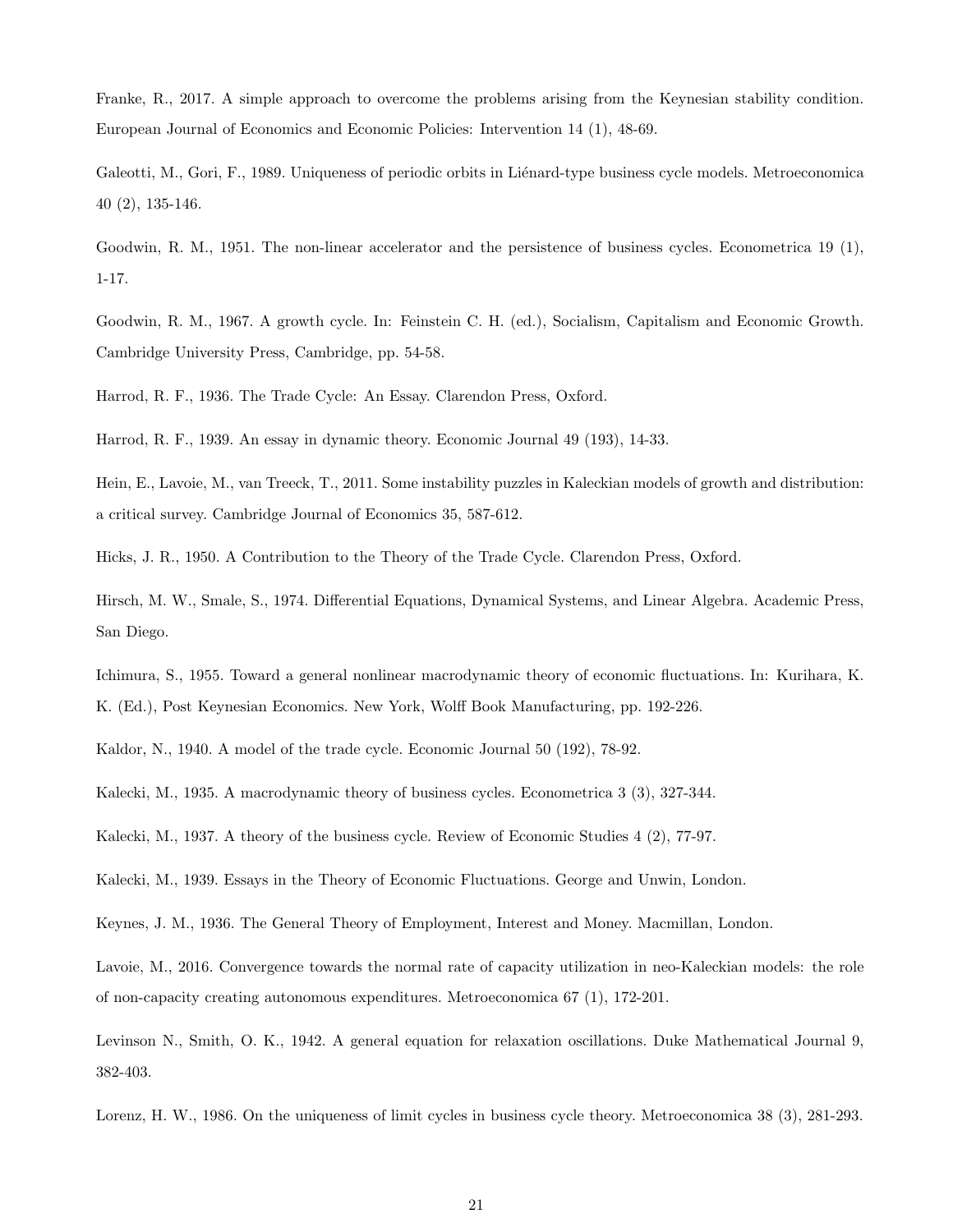Franke, R., 2017. A simple approach to overcome the problems arising from the Keynesian stability condition. European Journal of Economics and Economic Policies: Intervention 14 (1), 48-69.

Galeotti, M., Gori, F., 1989. Uniqueness of periodic orbits in Liénard-type business cycle models. Metroeconomica 40 (2), 135-146.

Goodwin, R. M., 1951. The non-linear accelerator and the persistence of business cycles. Econometrica 19 (1), 1-17.

Goodwin, R. M., 1967. A growth cycle. In: Feinstein C. H. (ed.), Socialism, Capitalism and Economic Growth. Cambridge University Press, Cambridge, pp. 54-58.

Harrod, R. F., 1936. The Trade Cycle: An Essay. Clarendon Press, Oxford.

Harrod, R. F., 1939. An essay in dynamic theory. Economic Journal 49 (193), 14-33.

Hein, E., Lavoie, M., van Treeck, T., 2011. Some instability puzzles in Kaleckian models of growth and distribution: a critical survey. Cambridge Journal of Economics 35, 587-612.

Hicks, J. R., 1950. A Contribution to the Theory of the Trade Cycle. Clarendon Press, Oxford.

Hirsch, M. W., Smale, S., 1974. Differential Equations, Dynamical Systems, and Linear Algebra. Academic Press, San Diego.

Ichimura, S., 1955. Toward a general nonlinear macrodynamic theory of economic fluctuations. In: Kurihara, K. K. (Ed.), Post Keynesian Economics. New York, Wolff Book Manufacturing, pp. 192-226.

Kaldor, N., 1940. A model of the trade cycle. Economic Journal 50 (192), 78-92.

Kalecki, M., 1935. A macrodynamic theory of business cycles. Econometrica 3 (3), 327-344.

Kalecki, M., 1937. A theory of the business cycle. Review of Economic Studies 4 (2), 77-97.

Kalecki, M., 1939. Essays in the Theory of Economic Fluctuations. George and Unwin, London.

Keynes, J. M., 1936. The General Theory of Employment, Interest and Money. Macmillan, London.

Lavoie, M., 2016. Convergence towards the normal rate of capacity utilization in neo-Kaleckian models: the role of non-capacity creating autonomous expenditures. Metroeconomica 67 (1), 172-201.

Levinson N., Smith, O. K., 1942. A general equation for relaxation oscillations. Duke Mathematical Journal 9, 382-403.

Lorenz, H. W., 1986. On the uniqueness of limit cycles in business cycle theory. Metroeconomica 38 (3), 281-293.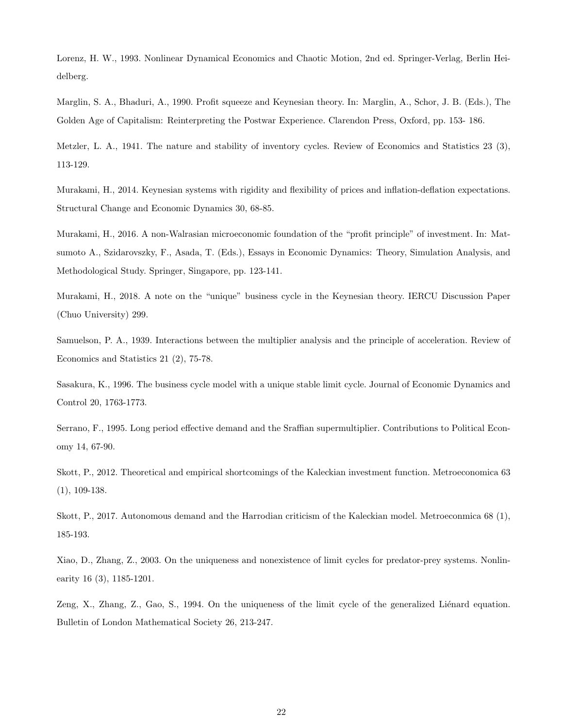Lorenz, H. W., 1993. Nonlinear Dynamical Economics and Chaotic Motion, 2nd ed. Springer-Verlag, Berlin Heidelberg.

Marglin, S. A., Bhaduri, A., 1990. Profit squeeze and Keynesian theory. In: Marglin, A., Schor, J. B. (Eds.), The Golden Age of Capitalism: Reinterpreting the Postwar Experience. Clarendon Press, Oxford, pp. 153- 186.

Metzler, L. A., 1941. The nature and stability of inventory cycles. Review of Economics and Statistics 23 (3), 113-129.

Murakami, H., 2014. Keynesian systems with rigidity and flexibility of prices and inflation-deflation expectations. Structural Change and Economic Dynamics 30, 68-85.

Murakami, H., 2016. A non-Walrasian microeconomic foundation of the "profit principle" of investment. In: Matsumoto A., Szidarovszky, F., Asada, T. (Eds.), Essays in Economic Dynamics: Theory, Simulation Analysis, and Methodological Study. Springer, Singapore, pp. 123-141.

Murakami, H., 2018. A note on the "unique" business cycle in the Keynesian theory. IERCU Discussion Paper (Chuo University) 299.

Samuelson, P. A., 1939. Interactions between the multiplier analysis and the principle of acceleration. Review of Economics and Statistics 21 (2), 75-78.

Sasakura, K., 1996. The business cycle model with a unique stable limit cycle. Journal of Economic Dynamics and Control 20, 1763-1773.

Serrano, F., 1995. Long period effective demand and the Sraffian supermultiplier. Contributions to Political Economy 14, 67-90.

Skott, P., 2012. Theoretical and empirical shortcomings of the Kaleckian investment function. Metroeconomica 63 (1), 109-138.

Skott, P., 2017. Autonomous demand and the Harrodian criticism of the Kaleckian model. Metroeconmica 68 (1), 185-193.

Xiao, D., Zhang, Z., 2003. On the uniqueness and nonexistence of limit cycles for predator-prey systems. Nonlinearity 16 (3), 1185-1201.

Zeng, X., Zhang, Z., Gao, S., 1994. On the uniqueness of the limit cycle of the generalized Liénard equation. Bulletin of London Mathematical Society 26, 213-247.